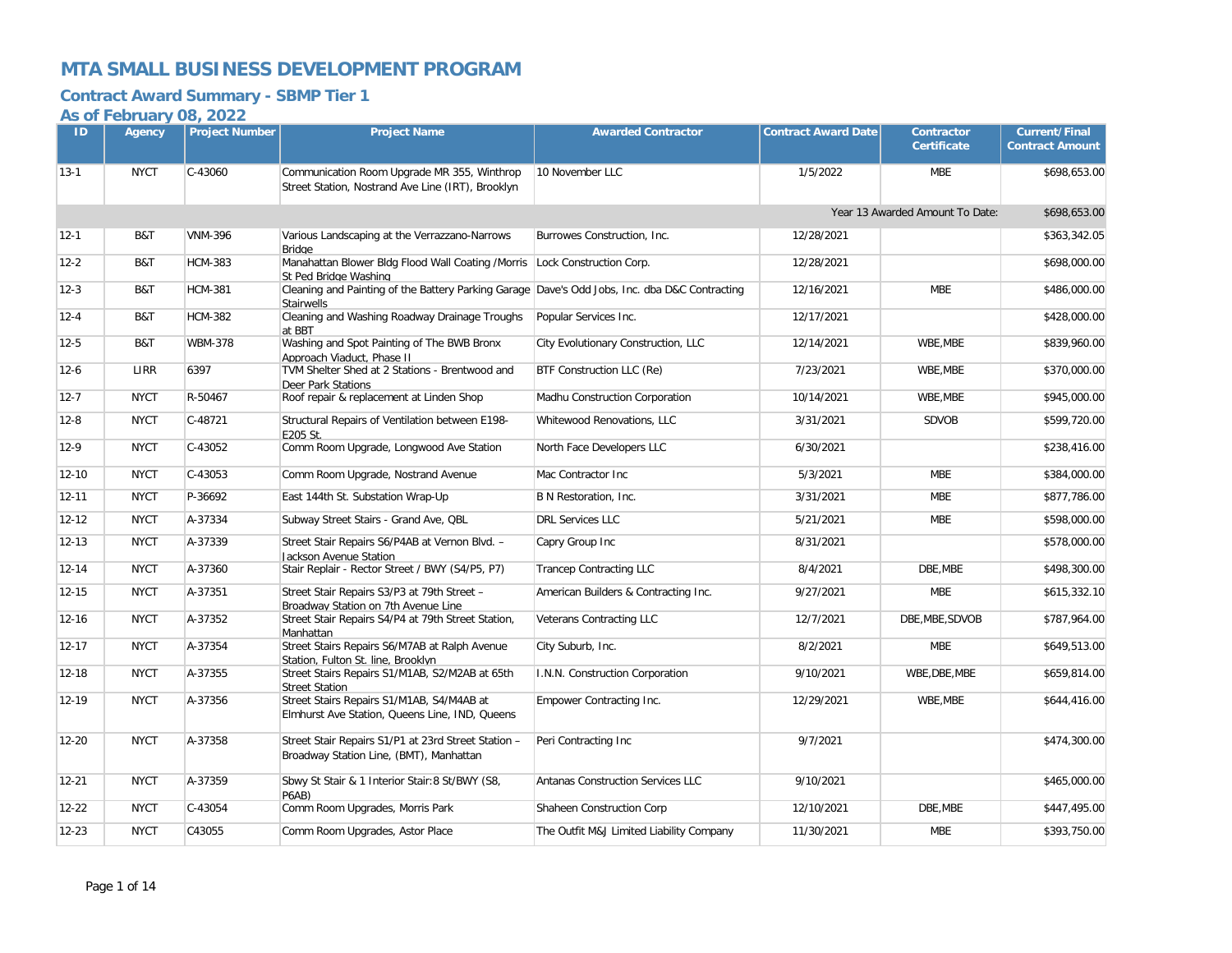# MTA SMALL BUSINESS DEVELOPMENT PROGRAM

## Contract Award Summary - SBMP Tier 1

### As of February 08, 2022

| ID | Agency | Project Number | Project Name | Awarded Contractor | Contract Award Date | Contractor Certificate | Current/Final Contract Amount |
|---|---|---|---|---|---|---|---|
| 13-1 | NYCT | C-43060 | Communication Room Upgrade MR 355, Winthrop Street Station, Nostrand Ave Line (IRT), Brooklyn | 10 November LLC | 1/5/2022 | MBE | $698,653.00 |
| | | | | | | Year 13 Awarded Amount To Date: | $698,653.00 |
| 12-1 | B&T | VNM-396 | Various Landscaping at the Verrazzano-Narrows Bridge | Burrowes Construction, Inc. | 12/28/2021 | | $363,342.05 |
| 12-2 | B&T | HCM-383 | Manahattan Blower Bldg Flood Wall Coating /Morris St Ped Bridge Washing | Lock Construction Corp. | 12/28/2021 | | $698,000.00 |
| 12-3 | B&T | HCM-381 | Cleaning and Painting of the Battery Parking Garage Stairwells | Dave's Odd Jobs, Inc. dba D&C Contracting | 12/16/2021 | MBE | $486,000.00 |
| 12-4 | B&T | HCM-382 | Cleaning and Washing Roadway Drainage Troughs at BBT | Popular Services Inc. | 12/17/2021 | | $428,000.00 |
| 12-5 | B&T | WBM-378 | Washing and Spot Painting of The BWB Bronx Approach Viaduct, Phase II | City Evolutionary Construction, LLC | 12/14/2021 | WBE,MBE | $839,960.00 |
| 12-6 | LIRR | 6397 | TVM Shelter Shed at 2 Stations - Brentwood and Deer Park Stations | BTF Construction LLC (Re) | 7/23/2021 | WBE,MBE | $370,000.00 |
| 12-7 | NYCT | R-50467 | Roof repair & replacement at Linden Shop | Madhu Construction Corporation | 10/14/2021 | WBE,MBE | $945,000.00 |
| 12-8 | NYCT | C-48721 | Structural Repairs of Ventilation between E198-E205 St. | Whitewood Renovations, LLC | 3/31/2021 | SDVOB | $599,720.00 |
| 12-9 | NYCT | C-43052 | Comm Room Upgrade, Longwood Ave Station | North Face Developers LLC | 6/30/2021 | | $238,416.00 |
| 12-10 | NYCT | C-43053 | Comm Room Upgrade, Nostrand Avenue | Mac Contractor Inc | 5/3/2021 | MBE | $384,000.00 |
| 12-11 | NYCT | P-36692 | East 144th St. Substation Wrap-Up | B N Restoration, Inc. | 3/31/2021 | MBE | $877,786.00 |
| 12-12 | NYCT | A-37334 | Subway Street Stairs - Grand Ave, QBL | DRL Services LLC | 5/21/2021 | MBE | $598,000.00 |
| 12-13 | NYCT | A-37339 | Street Stair Repairs S6/P4AB at Vernon Blvd. – Jackson Avenue Station | Capry Group Inc | 8/31/2021 | | $578,000.00 |
| 12-14 | NYCT | A-37360 | Stair Replair - Rector Street / BWY (S4/P5, P7) | Trancep Contracting LLC | 8/4/2021 | DBE,MBE | $498,300.00 |
| 12-15 | NYCT | A-37351 | Street Stair Repairs S3/P3 at 79th Street – Broadway Station on 7th Avenue Line | American Builders & Contracting Inc. | 9/27/2021 | MBE | $615,332.10 |
| 12-16 | NYCT | A-37352 | Street Stair Repairs S4/P4 at 79th Street Station, Manhattan | Veterans Contracting LLC | 12/7/2021 | DBE,MBE,SDVOB | $787,964.00 |
| 12-17 | NYCT | A-37354 | Street Stairs Repairs S6/M7AB at Ralph Avenue Station, Fulton St. line, Brooklyn | City Suburb, Inc. | 8/2/2021 | MBE | $649,513.00 |
| 12-18 | NYCT | A-37355 | Street Stairs Repairs S1/M1AB, S2/M2AB at 65th Street Station | I.N.N. Construction Corporation | 9/10/2021 | WBE,DBE,MBE | $659,814.00 |
| 12-19 | NYCT | A-37356 | Street Stairs Repairs S1/M1AB, S4/M4AB at Elmhurst Ave Station, Queens Line, IND, Queens | Empower Contracting Inc. | 12/29/2021 | WBE,MBE | $644,416.00 |
| 12-20 | NYCT | A-37358 | Street Stair Repairs S1/P1 at 23rd Street Station – Broadway Station Line, (BMT), Manhattan | Peri Contracting Inc | 9/7/2021 | | $474,300.00 |
| 12-21 | NYCT | A-37359 | Sbwy St Stair & 1 Interior Stair:8 St/BWY (S8, P6AB) | Antanas Construction Services LLC | 9/10/2021 | | $465,000.00 |
| 12-22 | NYCT | C-43054 | Comm Room Upgrades, Morris Park | Shaheen Construction Corp | 12/10/2021 | DBE,MBE | $447,495.00 |
| 12-23 | NYCT | C43055 | Comm Room Upgrades, Astor Place | The Outfit M&J Limited Liability Company | 11/30/2021 | MBE | $393,750.00 |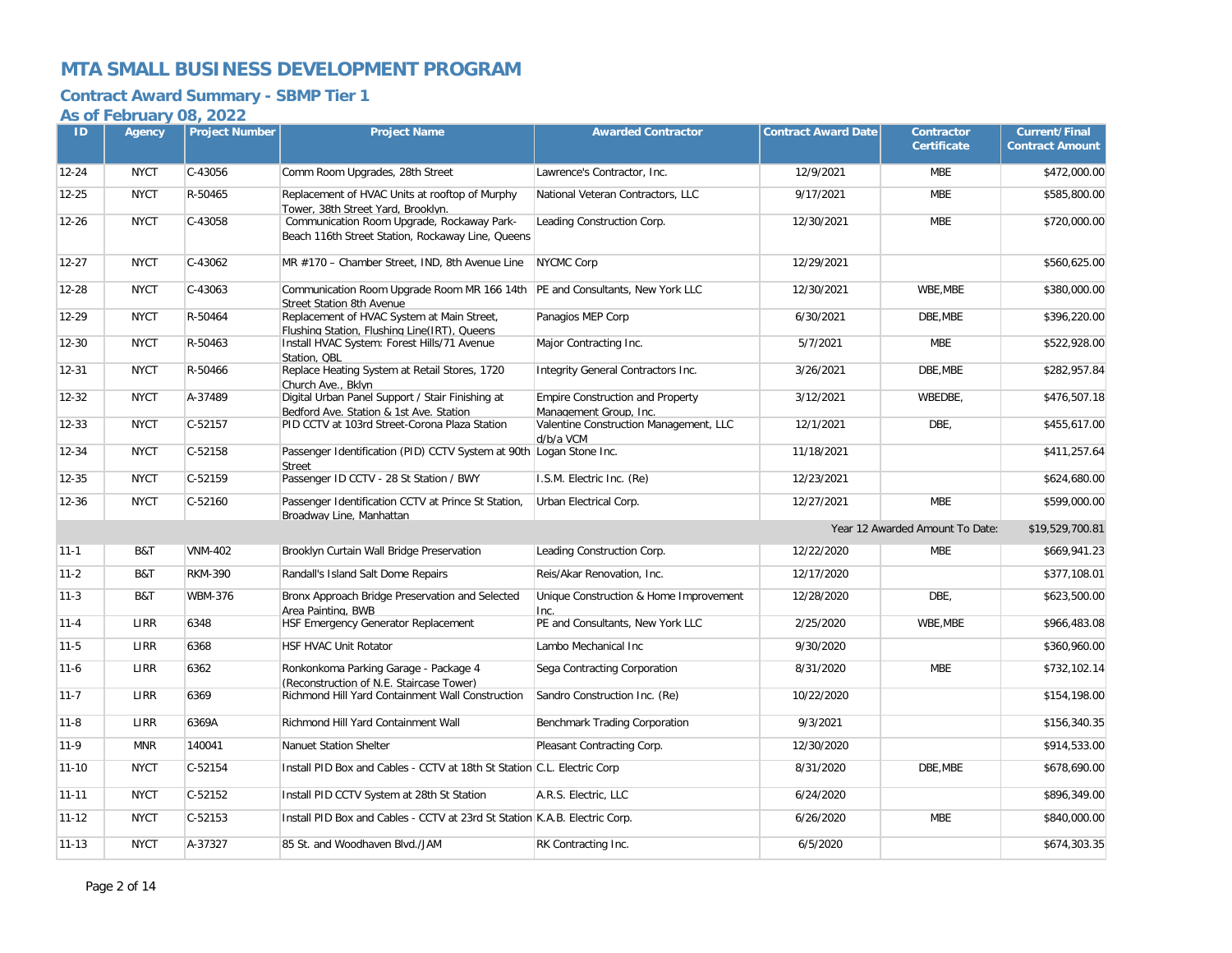# MTA SMALL BUSINESS DEVELOPMENT PROGRAM

## Contract Award Summary - SBMP Tier 1

### As of February 08, 2022

| ID | Agency | Project Number | Project Name | Awarded Contractor | Contract Award Date | Contractor Certificate | Current/Final Contract Amount |
|---|---|---|---|---|---|---|---|
| 12-24 | NYCT | C-43056 | Comm Room Upgrades, 28th Street | Lawrence's Contractor, Inc. | 12/9/2021 | MBE | $472,000.00 |
| 12-25 | NYCT | R-50465 | Replacement of HVAC Units at rooftop of Murphy Tower, 38th Street Yard, Brooklyn. | National Veteran Contractors, LLC | 9/17/2021 | MBE | $585,800.00 |
| 12-26 | NYCT | C-43058 | Communication Room Upgrade, Rockaway Park-Beach 116th Street Station, Rockaway Line, Queens | Leading Construction Corp. | 12/30/2021 | MBE | $720,000.00 |
| 12-27 | NYCT | C-43062 | MR #170 – Chamber Street, IND, 8th Avenue Line | NYCMC Corp | 12/29/2021 | | $560,625.00 |
| 12-28 | NYCT | C-43063 | Communication Room Upgrade Room MR 166 14th Street Station 8th Avenue | PE and Consultants, New York LLC | 12/30/2021 | WBE,MBE | $380,000.00 |
| 12-29 | NYCT | R-50464 | Replacement of HVAC System at Main Street, Flushing Station, Flushing Line(IRT), Queens | Panagios MEP Corp | 6/30/2021 | DBE,MBE | $396,220.00 |
| 12-30 | NYCT | R-50463 | Install HVAC System: Forest Hills/71 Avenue Station, QBL | Major Contracting Inc. | 5/7/2021 | MBE | $522,928.00 |
| 12-31 | NYCT | R-50466 | Replace Heating System at Retail Stores, 1720 Church Ave., Bklyn | Integrity General Contractors Inc. | 3/26/2021 | DBE,MBE | $282,957.84 |
| 12-32 | NYCT | A-37489 | Digital Urban Panel Support / Stair Finishing at Bedford Ave. Station & 1st Ave. Station | Empire Construction and Property Management Group, Inc. | 3/12/2021 | WBEDBE, | $476,507.18 |
| 12-33 | NYCT | C-52157 | PID CCTV at 103rd Street-Corona Plaza Station | Valentine Construction Management, LLC d/b/a VCM | 12/1/2021 | DBE, | $455,617.00 |
| 12-34 | NYCT | C-52158 | Passenger Identification (PID) CCTV System at 90th Street | Logan Stone Inc. | 11/18/2021 | | $411,257.64 |
| 12-35 | NYCT | C-52159 | Passenger ID CCTV - 28 St Station / BWY | I.S.M. Electric Inc. (Re) | 12/23/2021 | | $624,680.00 |
| 12-36 | NYCT | C-52160 | Passenger Identification CCTV at Prince St Station, Broadway Line, Manhattan | Urban Electrical Corp. | 12/27/2021 | MBE | $599,000.00 |
| | | | | | | Year 12 Awarded Amount To Date: | $19,529,700.81 |
| 11-1 | B&T | VNM-402 | Brooklyn Curtain Wall Bridge Preservation | Leading Construction Corp. | 12/22/2020 | MBE | $669,941.23 |
| 11-2 | B&T | RKM-390 | Randall's Island Salt Dome Repairs | Reis/Akar Renovation, Inc. | 12/17/2020 | | $377,108.01 |
| 11-3 | B&T | WBM-376 | Bronx Approach Bridge Preservation and Selected Area Painting, BWB | Unique Construction & Home Improvement Inc. | 12/28/2020 | DBE, | $623,500.00 |
| 11-4 | LIRR | 6348 | HSF Emergency Generator Replacement | PE and Consultants, New York LLC | 2/25/2020 | WBE,MBE | $966,483.08 |
| 11-5 | LIRR | 6368 | HSF HVAC Unit Rotator | Lambo Mechanical Inc | 9/30/2020 | | $360,960.00 |
| 11-6 | LIRR | 6362 | Ronkonkoma Parking Garage - Package 4 (Reconstruction of N.E. Staircase Tower) | Sega Contracting Corporation | 8/31/2020 | MBE | $732,102.14 |
| 11-7 | LIRR | 6369 | Richmond Hill Yard Containment Wall Construction | Sandro Construction Inc. (Re) | 10/22/2020 | | $154,198.00 |
| 11-8 | LIRR | 6369A | Richmond Hill Yard Containment Wall | Benchmark Trading Corporation | 9/3/2021 | | $156,340.35 |
| 11-9 | MNR | 140041 | Nanuet Station Shelter | Pleasant Contracting Corp. | 12/30/2020 | | $914,533.00 |
| 11-10 | NYCT | C-52154 | Install PID Box and Cables - CCTV at 18th St Station | C.L. Electric Corp | 8/31/2020 | DBE,MBE | $678,690.00 |
| 11-11 | NYCT | C-52152 | Install PID CCTV System at 28th St Station | A.R.S. Electric, LLC | 6/24/2020 | | $896,349.00 |
| 11-12 | NYCT | C-52153 | Install PID Box and Cables - CCTV at 23rd St Station | K.A.B. Electric Corp. | 6/26/2020 | MBE | $840,000.00 |
| 11-13 | NYCT | A-37327 | 85 St. and Woodhaven Blvd./JAM | RK Contracting Inc. | 6/5/2020 | | $674,303.35 |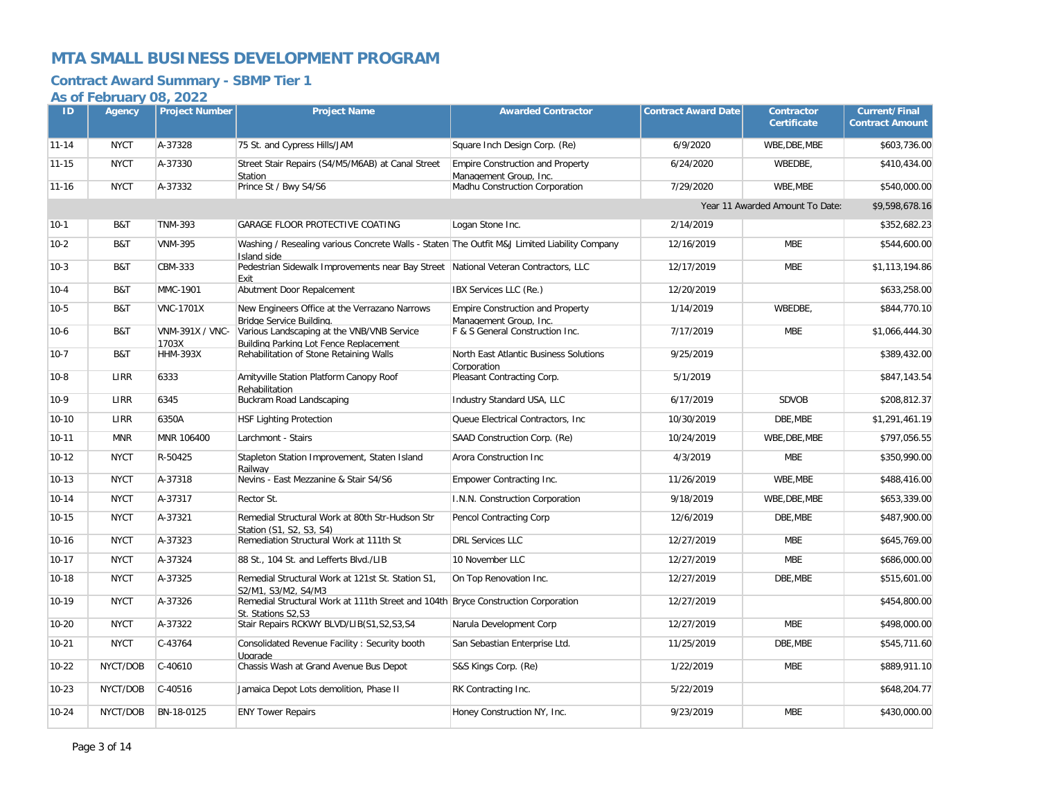# MTA SMALL BUSINESS DEVELOPMENT PROGRAM

## Contract Award Summary - SBMP Tier 1

### As of February 08, 2022

| ID | Agency | Project Number | Project Name | Awarded Contractor | Contract Award Date | Contractor Certificate | Current/Final Contract Amount |
|---|---|---|---|---|---|---|---|
| 11-14 | NYCT | A-37328 | 75 St. and Cypress Hills/JAM | Square Inch Design Corp. (Re) | 6/9/2020 | WBE,DBE,MBE | $603,736.00 |
| 11-15 | NYCT | A-37330 | Street Stair Repairs (S4/M5/M6AB) at Canal Street Station | Empire Construction and Property Management Group, Inc. | 6/24/2020 | WBEDBE, | $410,434.00 |
| 11-16 | NYCT | A-37332 | Prince St / Bwy S4/S6 | Madhu Construction Corporation | 7/29/2020 | WBE,MBE | $540,000.00 |
| | | | | | | Year 11 Awarded Amount To Date: | $9,598,678.16 |
| 10-1 | B&T | TNM-393 | GARAGE FLOOR PROTECTIVE COATING | Logan Stone Inc. | 2/14/2019 | | $352,682.23 |
| 10-2 | B&T | VNM-395 | Washing / Resealing various Concrete Walls - Staten Island side | The Outfit M&J Limited Liability Company | 12/16/2019 | MBE | $544,600.00 |
| 10-3 | B&T | CBM-333 | Pedestrian Sidewalk Improvements near Bay Street Exit | National Veteran Contractors, LLC | 12/17/2019 | MBE | $1,113,194.86 |
| 10-4 | B&T | MMC-1901 | Abutment Door Repalcement | IBX Services LLC (Re.) | 12/20/2019 | | $633,258.00 |
| 10-5 | B&T | VNC-1701X | New Engineers Office at the Verrazano Narrows Bridge Service Building. | Empire Construction and Property Management Group, Inc. | 1/14/2019 | WBEDBE, | $844,770.10 |
| 10-6 | B&T | VNM-391X / VNC-1703X | Various Landscaping at the VNB/VNB Service Building Parking Lot Fence Replacement | F & S General Construction Inc. | 7/17/2019 | MBE | $1,066,444.30 |
| 10-7 | B&T | HHM-393X | Rehabilitation of Stone Retaining Walls | North East Atlantic Business Solutions Corporation | 9/25/2019 | | $389,432.00 |
| 10-8 | LIRR | 6333 | Amityville Station Platform Canopy Roof Rehabilitation | Pleasant Contracting Corp. | 5/1/2019 | | $847,143.54 |
| 10-9 | LIRR | 6345 | Buckram Road Landscaping | Industry Standard USA, LLC | 6/17/2019 | SDVOB | $208,812.37 |
| 10-10 | LIRR | 6350A | HSF Lighting Protection | Queue Electrical Contractors, Inc | 10/30/2019 | DBE,MBE | $1,291,461.19 |
| 10-11 | MNR | MNR 106400 | Larchmont - Stairs | SAAD Construction Corp. (Re) | 10/24/2019 | WBE,DBE,MBE | $797,056.55 |
| 10-12 | NYCT | R-50425 | Stapleton Station Improvement, Staten Island Railway | Arora Construction Inc | 4/3/2019 | MBE | $350,990.00 |
| 10-13 | NYCT | A-37318 | Nevins - East Mezzanine & Stair S4/S6 | Empower Contracting Inc. | 11/26/2019 | WBE,MBE | $488,416.00 |
| 10-14 | NYCT | A-37317 | Rector St. | I.N.N. Construction Corporation | 9/18/2019 | WBE,DBE,MBE | $653,339.00 |
| 10-15 | NYCT | A-37321 | Remedial Structural Work at 80th Str-Hudson Str Station (S1, S2, S3, S4) | Pencol Contracting Corp | 12/6/2019 | DBE,MBE | $487,900.00 |
| 10-16 | NYCT | A-37323 | Remediation Structural Work at 111th St | DRL Services LLC | 12/27/2019 | MBE | $645,769.00 |
| 10-17 | NYCT | A-37324 | 88 St., 104 St. and Lefferts Blvd./LIB | 10 November LLC | 12/27/2019 | MBE | $686,000.00 |
| 10-18 | NYCT | A-37325 | Remedial Structural Work at 121st St. Station S1, S2/M1, S3/M2, S4/M3 | On Top Renovation Inc. | 12/27/2019 | DBE,MBE | $515,601.00 |
| 10-19 | NYCT | A-37326 | Remedial Structural Work at 111th Street and 104th St. Stations S2,S3 | Bryce Construction Corporation | 12/27/2019 | | $454,800.00 |
| 10-20 | NYCT | A-37322 | Stair Repairs RCKWY BLVD/LIB(S1,S2,S3,S4 | Narula Development Corp | 12/27/2019 | MBE | $498,000.00 |
| 10-21 | NYCT | C-43764 | Consolidated Revenue Facility : Security booth Upgrade | San Sebastian Enterprise Ltd. | 11/25/2019 | DBE,MBE | $545,711.60 |
| 10-22 | NYCT/DOB | C-40610 | Chassis Wash at Grand Avenue Bus Depot | S&S Kings Corp. (Re) | 1/22/2019 | MBE | $889,911.10 |
| 10-23 | NYCT/DOB | C-40516 | Jamaica Depot Lots demolition, Phase II | RK Contracting Inc. | 5/22/2019 | | $648,204.77 |
| 10-24 | NYCT/DOB | BN-18-0125 | ENY Tower Repairs | Honey Construction NY, Inc. | 9/23/2019 | MBE | $430,000.00 |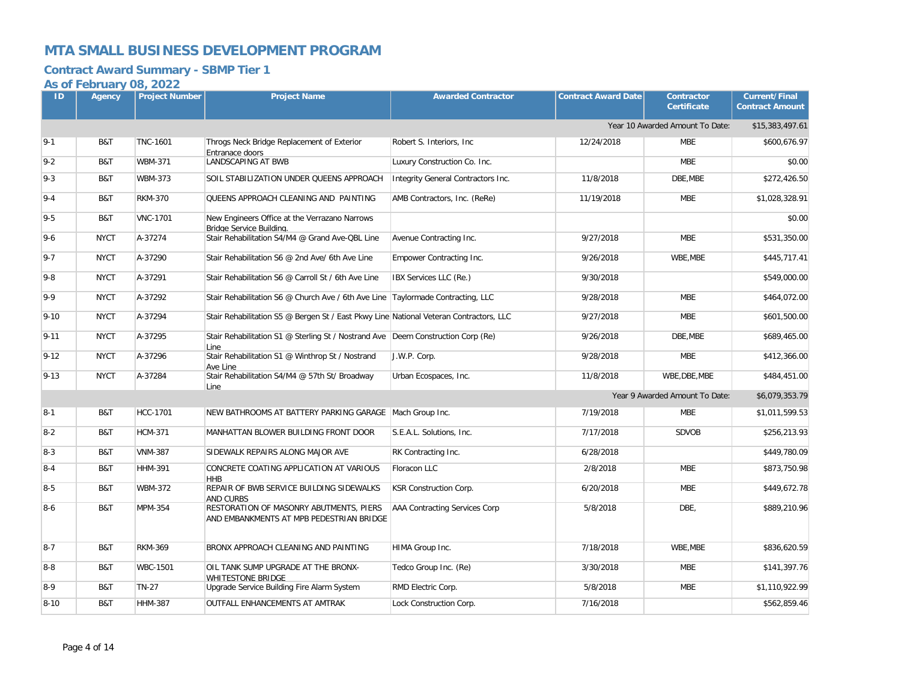# MTA SMALL BUSINESS DEVELOPMENT PROGRAM

## Contract Award Summary - SBMP Tier 1

### As of February 08, 2022

| ID | Agency | Project Number | Project Name | Awarded Contractor | Contract Award Date | Contractor Certificate | Current/Final Contract Amount |
|---|---|---|---|---|---|---|---|
| | | | | | | Year 10 Awarded Amount To Date: | $15,383,497.61 |
| 9-1 | B&T | TNC-1601 | Throgs Neck Bridge Replacement of Exterior Entranace doors | Robert S. Interiors, Inc | 12/24/2018 | MBE | $600,676.97 |
| 9-2 | B&T | WBM-371 | LANDSCAPING AT BWB | Luxury Construction Co. Inc. | | MBE | $0.00 |
| 9-3 | B&T | WBM-373 | SOIL STABILIZATION UNDER QUEENS APPROACH | Integrity General Contractors Inc. | 11/8/2018 | DBE,MBE | $272,426.50 |
| 9-4 | B&T | RKM-370 | QUEENS APPROACH CLEANING AND PAINTING | AMB Contractors, Inc. (ReRe) | 11/19/2018 | MBE | $1,028,328.91 |
| 9-5 | B&T | VNC-1701 | New Engineers Office at the Verrazano Narrows Bridge Service Building. | | | | $0.00 |
| 9-6 | NYCT | A-37274 | Stair Rehabilitation S4/M4 @ Grand Ave-QBL Line | Avenue Contracting Inc. | 9/27/2018 | MBE | $531,350.00 |
| 9-7 | NYCT | A-37290 | Stair Rehabilitation S6 @ 2nd Ave/ 6th Ave Line | Empower Contracting Inc. | 9/26/2018 | WBE,MBE | $445,717.41 |
| 9-8 | NYCT | A-37291 | Stair Rehabilitation S6 @ Carroll St / 6th Ave Line | IBX Services LLC (Re.) | 9/30/2018 | | $549,000.00 |
| 9-9 | NYCT | A-37292 | Stair Rehabilitation S6 @ Church Ave / 6th Ave Line | Taylormade Contracting, LLC | 9/28/2018 | MBE | $464,072.00 |
| 9-10 | NYCT | A-37294 | Stair Rehabilitation S5 @ Bergen St / East Pkwy Line | National Veteran Contractors, LLC | 9/27/2018 | MBE | $601,500.00 |
| 9-11 | NYCT | A-37295 | Stair Rehabilitation S1 @ Sterling St / Nostrand Ave Line | Deem Construction Corp (Re) | 9/26/2018 | DBE,MBE | $689,465.00 |
| 9-12 | NYCT | A-37296 | Stair Rehabilitation S1 @ Winthrop St / Nostrand Ave Line | J.W.P. Corp. | 9/28/2018 | MBE | $412,366.00 |
| 9-13 | NYCT | A-37284 | Stair Rehabilitation S4/M4 @ 57th St/ Broadway Line | Urban Ecospaces, Inc. | 11/8/2018 | WBE,DBE,MBE | $484,451.00 |
| | | | | | | Year 9 Awarded Amount To Date: | $6,079,353.79 |
| 8-1 | B&T | HCC-1701 | NEW BATHROOMS AT BATTERY PARKING GARAGE | Mach Group Inc. | 7/19/2018 | MBE | $1,011,599.53 |
| 8-2 | B&T | HCM-371 | MANHATTAN BLOWER BUILDING FRONT DOOR | S.E.A.L. Solutions, Inc. | 7/17/2018 | SDVOB | $256,213.93 |
| 8-3 | B&T | VNM-387 | SIDEWALK REPAIRS ALONG MAJOR AVE | RK Contracting Inc. | 6/28/2018 | | $449,780.09 |
| 8-4 | B&T | HHM-391 | CONCRETE COATING APPLICATION AT VARIOUS HHB | Floracon LLC | 2/8/2018 | MBE | $873,750.98 |
| 8-5 | B&T | WBM-372 | REPAIR OF BWB SERVICE BUILDING SIDEWALKS AND CURBS | KSR Construction Corp. | 6/20/2018 | MBE | $449,672.78 |
| 8-6 | B&T | MPM-354 | RESTORATION OF MASONRY ABUTMENTS, PIERS AND EMBANKMENTS AT MPB PEDESTRIAN BRIDGE | AAA Contracting Services Corp | 5/8/2018 | DBE, | $889,210.96 |
| 8-7 | B&T | RKM-369 | BRONX APPROACH CLEANING AND PAINTING | HIMA Group Inc. | 7/18/2018 | WBE,MBE | $836,620.59 |
| 8-8 | B&T | WBC-1501 | OIL TANK SUMP UPGRADE AT THE BRONX-WHITESTONE BRIDGE | Tedco Group Inc. (Re) | 3/30/2018 | MBE | $141,397.76 |
| 8-9 | B&T | TN-27 | Upgrade Service Building Fire Alarm System | RMD Electric Corp. | 5/8/2018 | MBE | $1,110,922.99 |
| 8-10 | B&T | HHM-387 | OUTFALL ENHANCEMENTS AT AMTRAK | Lock Construction Corp. | 7/16/2018 | | $562,859.46 |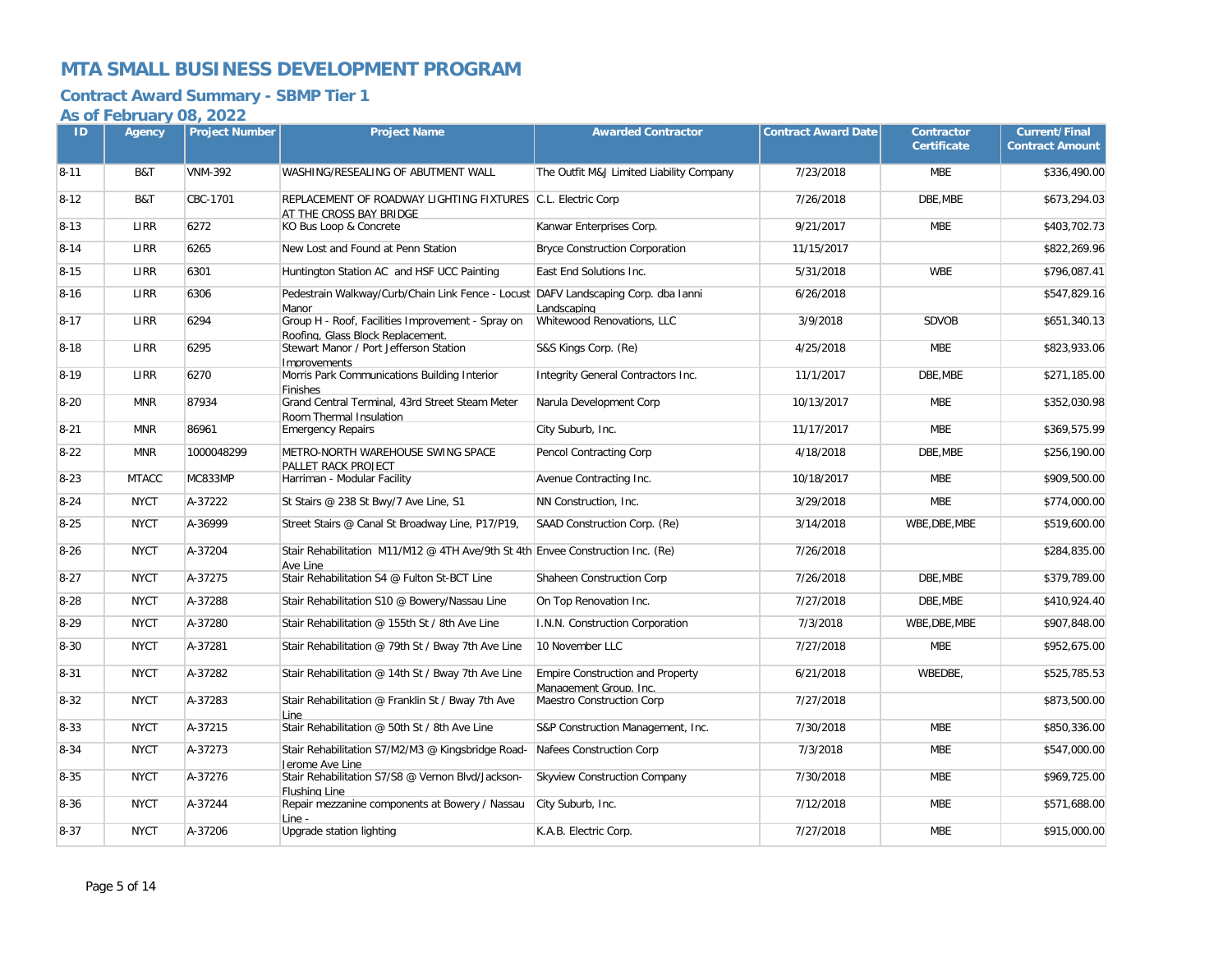# MTA SMALL BUSINESS DEVELOPMENT PROGRAM

## Contract Award Summary - SBMP Tier 1

### As of February 08, 2022

| ID | Agency | Project Number | Project Name | Awarded Contractor | Contract Award Date | Contractor Certificate | Current/Final Contract Amount |
|---|---|---|---|---|---|---|---|
| 8-11 | B&T | VNM-392 | WASHING/RESEALING OF ABUTMENT WALL | The Outfit M&J Limited Liability Company | 7/23/2018 | MBE | $336,490.00 |
| 8-12 | B&T | CBC-1701 | REPLACEMENT OF ROADWAY LIGHTING FIXTURES AT THE CROSS BAY BRIDGE | C.L. Electric Corp | 7/26/2018 | DBE,MBE | $673,294.03 |
| 8-13 | LIRR | 6272 | KO Bus Loop & Concrete | Kanwar Enterprises Corp. | 9/21/2017 | MBE | $403,702.73 |
| 8-14 | LIRR | 6265 | New Lost and Found at Penn Station | Bryce Construction Corporation | 11/15/2017 | | $822,269.96 |
| 8-15 | LIRR | 6301 | Huntington Station AC and HSF UCC Painting | East End Solutions Inc. | 5/31/2018 | WBE | $796,087.41 |
| 8-16 | LIRR | 6306 | Pedestrain Walkway/Curb/Chain Link Fence - Locust Manor | DAFV Landscaping Corp. dba Ianni Landscaping | 6/26/2018 | | $547,829.16 |
| 8-17 | LIRR | 6294 | Group H - Roof, Facilities Improvement - Spray on Roofing, Glass Block Replacement. | Whitewood Renovations, LLC | 3/9/2018 | SDVOB | $651,340.13 |
| 8-18 | LIRR | 6295 | Stewart Manor / Port Jefferson Station Improvements | S&S Kings Corp. (Re) | 4/25/2018 | MBE | $823,933.06 |
| 8-19 | LIRR | 6270 | Morris Park Communications Building Interior Finishes | Integrity General Contractors Inc. | 11/1/2017 | DBE,MBE | $271,185.00 |
| 8-20 | MNR | 87934 | Grand Central Terminal, 43rd Street Steam Meter Room Thermal Insulation | Narula Development Corp | 10/13/2017 | MBE | $352,030.98 |
| 8-21 | MNR | 86961 | Emergency Repairs | City Suburb, Inc. | 11/17/2017 | MBE | $369,575.99 |
| 8-22 | MNR | 1000048299 | METRO-NORTH WAREHOUSE SWING SPACE PALLET RACK PROJECT | Pencol Contracting Corp | 4/18/2018 | DBE,MBE | $256,190.00 |
| 8-23 | MTACC | MC833MP | Harriman - Modular Facility | Avenue Contracting Inc. | 10/18/2017 | MBE | $909,500.00 |
| 8-24 | NYCT | A-37222 | St Stairs @ 238 St Bwy/7 Ave Line, S1 | NN Construction, Inc. | 3/29/2018 | MBE | $774,000.00 |
| 8-25 | NYCT | A-36999 | Street Stairs @ Canal St Broadway Line, P17/P19, | SAAD Construction Corp. (Re) | 3/14/2018 | WBE,DBE,MBE | $519,600.00 |
| 8-26 | NYCT | A-37204 | Stair Rehabilitation M11/M12 @ 4TH Ave/9th St 4th Ave Line | Envee Construction Inc. (Re) | 7/26/2018 | | $284,835.00 |
| 8-27 | NYCT | A-37275 | Stair Rehabilitation S4 @ Fulton St-BCT Line | Shaheen Construction Corp | 7/26/2018 | DBE,MBE | $379,789.00 |
| 8-28 | NYCT | A-37288 | Stair Rehabilitation S10 @ Bowery/Nassau Line | On Top Renovation Inc. | 7/27/2018 | DBE,MBE | $410,924.40 |
| 8-29 | NYCT | A-37280 | Stair Rehabilitation @ 155th St / 8th Ave Line | I.N.N. Construction Corporation | 7/3/2018 | WBE,DBE,MBE | $907,848.00 |
| 8-30 | NYCT | A-37281 | Stair Rehabilitation @ 79th St / Bway 7th Ave Line | 10 November LLC | 7/27/2018 | MBE | $952,675.00 |
| 8-31 | NYCT | A-37282 | Stair Rehabilitation @ 14th St / Bway 7th Ave Line | Empire Construction and Property Management Group, Inc. | 6/21/2018 | WBEDBE, | $525,785.53 |
| 8-32 | NYCT | A-37283 | Stair Rehabilitation @ Franklin St / Bway 7th Ave Line | Maestro Construction Corp | 7/27/2018 | | $873,500.00 |
| 8-33 | NYCT | A-37215 | Stair Rehabilitation @ 50th St / 8th Ave Line | S&P Construction Management, Inc. | 7/30/2018 | MBE | $850,336.00 |
| 8-34 | NYCT | A-37273 | Stair Rehabilitation S7/M2/M3 @ Kingsbridge Road-Jerome Ave Line | Nafees Construction Corp | 7/3/2018 | MBE | $547,000.00 |
| 8-35 | NYCT | A-37276 | Stair Rehabilitation S7/S8 @ Vernon Blvd/Jackson-Flushing Line | Skyview Construction Company | 7/30/2018 | MBE | $969,725.00 |
| 8-36 | NYCT | A-37244 | Repair mezzanine components at Bowery / Nassau Line - | City Suburb, Inc. | 7/12/2018 | MBE | $571,688.00 |
| 8-37 | NYCT | A-37206 | Upgrade station lighting | K.A.B. Electric Corp. | 7/27/2018 | MBE | $915,000.00 |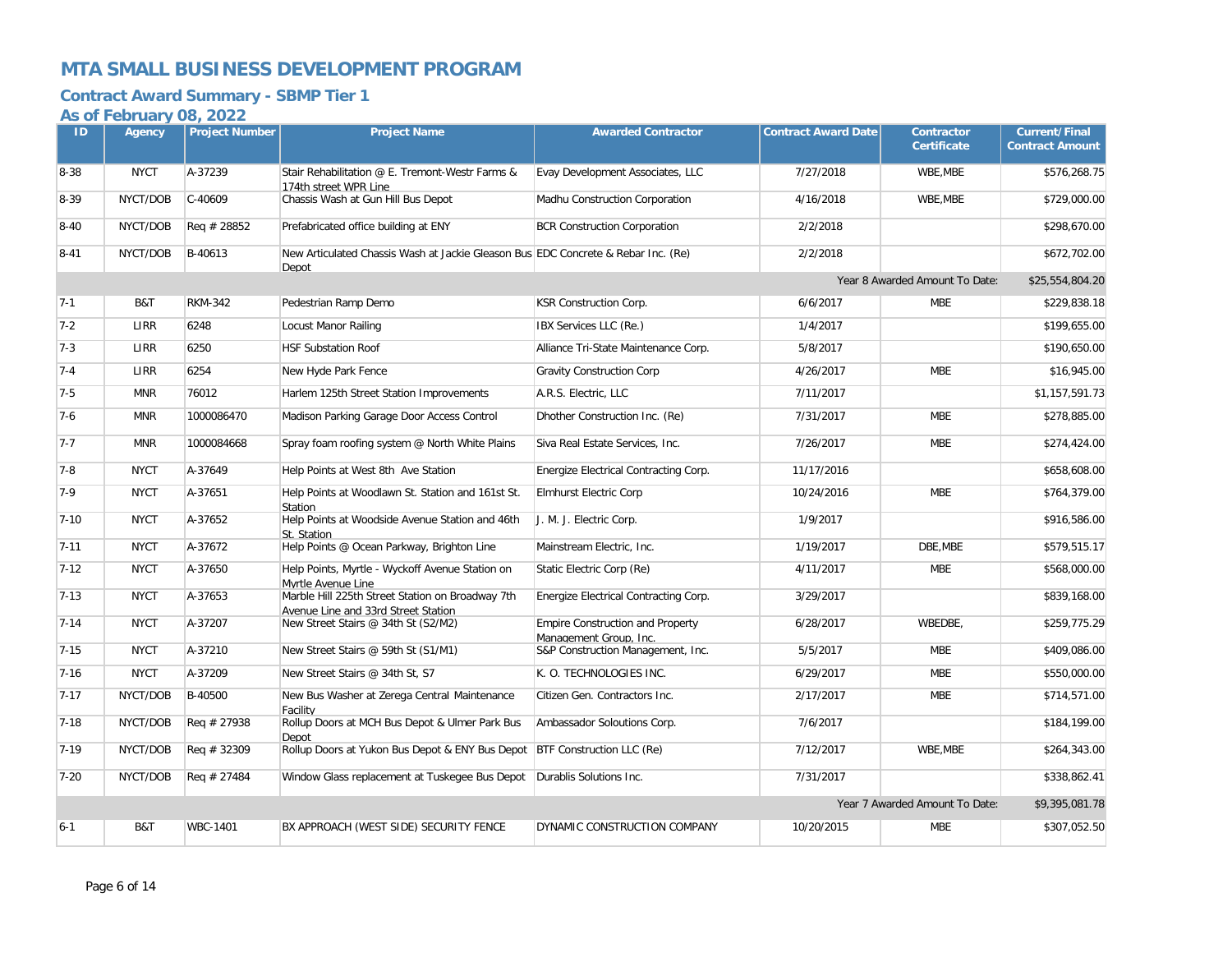# MTA SMALL BUSINESS DEVELOPMENT PROGRAM

## Contract Award Summary - SBMP Tier 1

### As of February 08, 2022

| ID | Agency | Project Number | Project Name | Awarded Contractor | Contract Award Date | Contractor Certificate | Current/Final Contract Amount |
|---|---|---|---|---|---|---|---|
| 8-38 | NYCT | A-37239 | Stair Rehabilitation @ E. Tremont-Westr Farms & 174th street WPR Line | Evay Development Associates, LLC | 7/27/2018 | WBE,MBE | $576,268.75 |
| 8-39 | NYCT/DOB | C-40609 | Chassis Wash at Gun Hill Bus Depot | Madhu Construction Corporation | 4/16/2018 | WBE,MBE | $729,000.00 |
| 8-40 | NYCT/DOB | Req # 28852 | Prefabricated office building at ENY | BCR Construction Corporation | 2/2/2018 | | $298,670.00 |
| 8-41 | NYCT/DOB | B-40613 | New Articulated Chassis Wash at Jackie Gleason Bus Depot | EDC Concrete & Rebar Inc. (Re) | 2/2/2018 | | $672,702.00 |
| | | | | | | Year 8 Awarded Amount To Date: | $25,554,804.20 |
| 7-1 | B&T | RKM-342 | Pedestrian Ramp Demo | KSR Construction Corp. | 6/6/2017 | MBE | $229,838.18 |
| 7-2 | LIRR | 6248 | Locust Manor Railing | IBX Services LLC (Re.) | 1/4/2017 | | $199,655.00 |
| 7-3 | LIRR | 6250 | HSF Substation Roof | Alliance Tri-State Maintenance Corp. | 5/8/2017 | | $190,650.00 |
| 7-4 | LIRR | 6254 | New Hyde Park Fence | Gravity Construction Corp | 4/26/2017 | MBE | $16,945.00 |
| 7-5 | MNR | 76012 | Harlem 125th Street Station Improvements | A.R.S. Electric, LLC | 7/11/2017 | | $1,157,591.73 |
| 7-6 | MNR | 1000086470 | Madison Parking Garage Door Access Control | Dhother Construction Inc. (Re) | 7/31/2017 | MBE | $278,885.00 |
| 7-7 | MNR | 1000084668 | Spray foam roofing system @ North White Plains | Siva Real Estate Services, Inc. | 7/26/2017 | MBE | $274,424.00 |
| 7-8 | NYCT | A-37649 | Help Points at West 8th Ave Station | Energize Electrical Contracting Corp. | 11/17/2016 | | $658,608.00 |
| 7-9 | NYCT | A-37651 | Help Points at Woodlawn St. Station and 161st St. Station | Elmhurst Electric Corp | 10/24/2016 | MBE | $764,379.00 |
| 7-10 | NYCT | A-37652 | Help Points at Woodside Avenue Station and 46th St. Station | J. M. J. Electric Corp. | 1/9/2017 | | $916,586.00 |
| 7-11 | NYCT | A-37672 | Help Points @ Ocean Parkway, Brighton Line | Mainstream Electric, Inc. | 1/19/2017 | DBE,MBE | $579,515.17 |
| 7-12 | NYCT | A-37650 | Help Points, Myrtle - Wyckoff Avenue Station on Myrtle Avenue Line | Static Electric Corp (Re) | 4/11/2017 | MBE | $568,000.00 |
| 7-13 | NYCT | A-37653 | Marble Hill 225th Street Station on Broadway 7th Avenue Line and 33rd Street Station | Energize Electrical Contracting Corp. | 3/29/2017 | | $839,168.00 |
| 7-14 | NYCT | A-37207 | New Street Stairs @ 34th St (S2/M2) | Empire Construction and Property Management Group, Inc. | 6/28/2017 | WBEDBE, | $259,775.29 |
| 7-15 | NYCT | A-37210 | New Street Stairs @ 59th St (S1/M1) | S&P Construction Management, Inc. | 5/5/2017 | MBE | $409,086.00 |
| 7-16 | NYCT | A-37209 | New Street Stairs @ 34th St, S7 | K. O. TECHNOLOGIES INC. | 6/29/2017 | MBE | $550,000.00 |
| 7-17 | NYCT/DOB | B-40500 | New Bus Washer at Zerega Central Maintenance Facility | Citizen Gen. Contractors Inc. | 2/17/2017 | MBE | $714,571.00 |
| 7-18 | NYCT/DOB | Req # 27938 | Rollup Doors at MCH Bus Depot & Ulmer Park Bus Depot | Ambassador Soloutions Corp. | 7/6/2017 | | $184,199.00 |
| 7-19 | NYCT/DOB | Req # 32309 | Rollup Doors at Yukon Bus Depot & ENY Bus Depot | BTF Construction LLC (Re) | 7/12/2017 | WBE,MBE | $264,343.00 |
| 7-20 | NYCT/DOB | Req # 27484 | Window Glass replacement at Tuskegee Bus Depot | Durablis Solutions Inc. | 7/31/2017 | | $338,862.41 |
| | | | | | | Year 7 Awarded Amount To Date: | $9,395,081.78 |
| 6-1 | B&T | WBC-1401 | BX APPROACH (WEST SIDE) SECURITY FENCE | DYNAMIC CONSTRUCTION COMPANY | 10/20/2015 | MBE | $307,052.50 |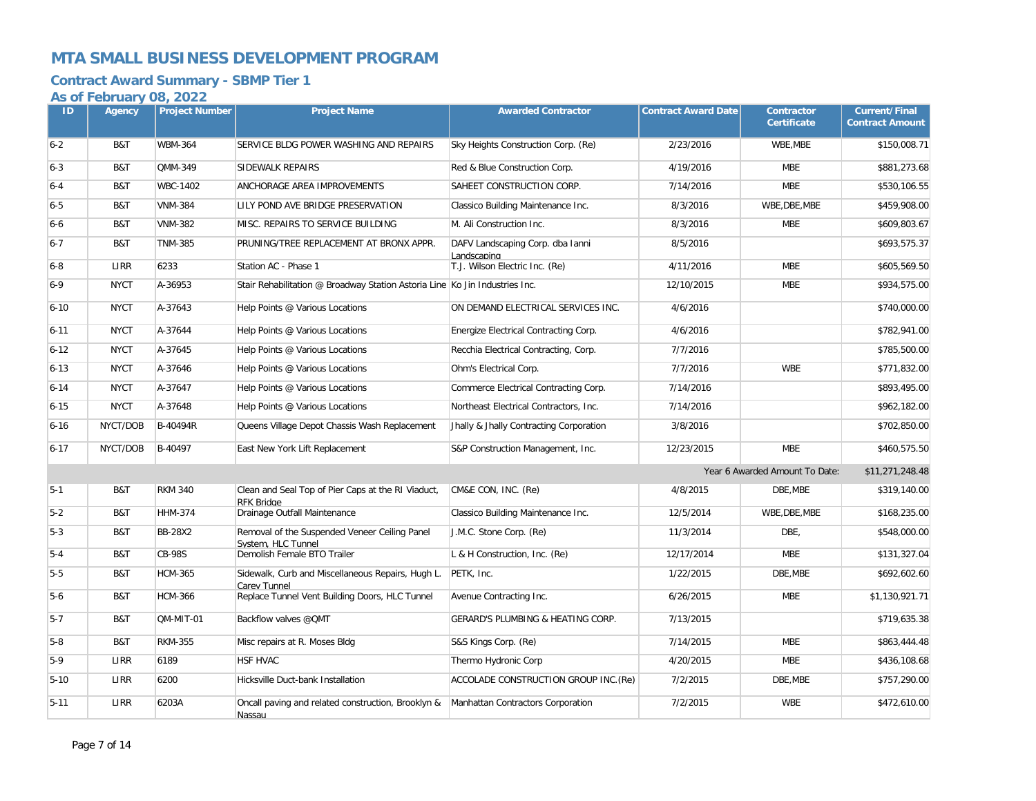# MTA SMALL BUSINESS DEVELOPMENT PROGRAM

## Contract Award Summary - SBMP Tier 1

### As of February 08, 2022

| ID | Agency | Project Number | Project Name | Awarded Contractor | Contract Award Date | Contractor Certificate | Current/Final Contract Amount |
|---|---|---|---|---|---|---|---|
| 6-2 | B&T | WBM-364 | SERVICE BLDG POWER WASHING AND REPAIRS | Sky Heights Construction Corp. (Re) | 2/23/2016 | WBE,MBE | $150,008.71 |
| 6-3 | B&T | QMM-349 | SIDEWALK REPAIRS | Red & Blue Construction Corp. | 4/19/2016 | MBE | $881,273.68 |
| 6-4 | B&T | WBC-1402 | ANCHORAGE AREA IMPROVEMENTS | SAHEET CONSTRUCTION CORP. | 7/14/2016 | MBE | $530,106.55 |
| 6-5 | B&T | VNM-384 | LILY POND AVE BRIDGE PRESERVATION | Classico Building Maintenance Inc. | 8/3/2016 | WBE,DBE,MBE | $459,908.00 |
| 6-6 | B&T | VNM-382 | MISC. REPAIRS TO SERVICE BUILDING | M. Ali Construction Inc. | 8/3/2016 | MBE | $609,803.67 |
| 6-7 | B&T | TNM-385 | PRUNING/TREE REPLACEMENT AT BRONX APPR. | DAFV Landscaping Corp. dba Ianni Landscaping | 8/5/2016 | | $693,575.37 |
| 6-8 | LIRR | 6233 | Station AC - Phase 1 | T.J. Wilson Electric Inc. (Re) | 4/11/2016 | MBE | $605,569.50 |
| 6-9 | NYCT | A-36953 | Stair Rehabilitation @ Broadway Station Astoria Line | Ko Jin Industries Inc. | 12/10/2015 | MBE | $934,575.00 |
| 6-10 | NYCT | A-37643 | Help Points @ Various Locations | ON DEMAND ELECTRICAL SERVICES INC. | 4/6/2016 | | $740,000.00 |
| 6-11 | NYCT | A-37644 | Help Points @ Various Locations | Energize Electrical Contracting Corp. | 4/6/2016 | | $782,941.00 |
| 6-12 | NYCT | A-37645 | Help Points @ Various Locations | Recchia Electrical Contracting, Corp. | 7/7/2016 | | $785,500.00 |
| 6-13 | NYCT | A-37646 | Help Points @ Various Locations | Ohm's Electrical Corp. | 7/7/2016 | WBE | $771,832.00 |
| 6-14 | NYCT | A-37647 | Help Points @ Various Locations | Commerce Electrical Contracting Corp. | 7/14/2016 | | $893,495.00 |
| 6-15 | NYCT | A-37648 | Help Points @ Various Locations | Northeast Electrical Contractors, Inc. | 7/14/2016 | | $962,182.00 |
| 6-16 | NYCT/DOB | B-40494R | Queens Village Depot Chassis Wash Replacement | Jhally & Jhally Contracting Corporation | 3/8/2016 | | $702,850.00 |
| 6-17 | NYCT/DOB | B-40497 | East New York Lift Replacement | S&P Construction Management, Inc. | 12/23/2015 | MBE | $460,575.50 |
| | | | | | | Year 6 Awarded Amount To Date: | $11,271,248.48 |
| 5-1 | B&T | RKM 340 | Clean and Seal Top of Pier Caps at the RI Viaduct, RFK Bridge | CM&E CON, INC. (Re) | 4/8/2015 | DBE,MBE | $319,140.00 |
| 5-2 | B&T | HHM-374 | Drainage Outfall Maintenance | Classico Building Maintenance Inc. | 12/5/2014 | WBE,DBE,MBE | $168,235.00 |
| 5-3 | B&T | BB-28X2 | Removal of the Suspended Veneer Ceiling Panel System, HLC Tunnel | J.M.C. Stone Corp. (Re) | 11/3/2014 | DBE, | $548,000.00 |
| 5-4 | B&T | CB-98S | Demolish Female BTO Trailer | L & H Construction, Inc. (Re) | 12/17/2014 | MBE | $131,327.04 |
| 5-5 | B&T | HCM-365 | Sidewalk, Curb and Miscellaneous Repairs, Hugh L. Carey Tunnel | PETK, Inc. | 1/22/2015 | DBE,MBE | $692,602.60 |
| 5-6 | B&T | HCM-366 | Replace Tunnel Vent Building Doors, HLC Tunnel | Avenue Contracting Inc. | 6/26/2015 | MBE | $1,130,921.71 |
| 5-7 | B&T | QM-MIT-01 | Backflow valves @QMT | GERARD'S PLUMBING & HEATING CORP. | 7/13/2015 | | $719,635.38 |
| 5-8 | B&T | RKM-355 | Misc repairs at R. Moses Bldg | S&S Kings Corp. (Re) | 7/14/2015 | MBE | $863,444.48 |
| 5-9 | LIRR | 6189 | HSF HVAC | Thermo Hydronic Corp | 4/20/2015 | MBE | $436,108.68 |
| 5-10 | LIRR | 6200 | Hicksville Duct-bank Installation | ACCOLADE CONSTRUCTION GROUP INC.(Re) | 7/2/2015 | DBE,MBE | $757,290.00 |
| 5-11 | LIRR | 6203A | Oncall paving and related construction, Brooklyn & Nassau | Manhattan Contractors Corporation | 7/2/2015 | WBE | $472,610.00 |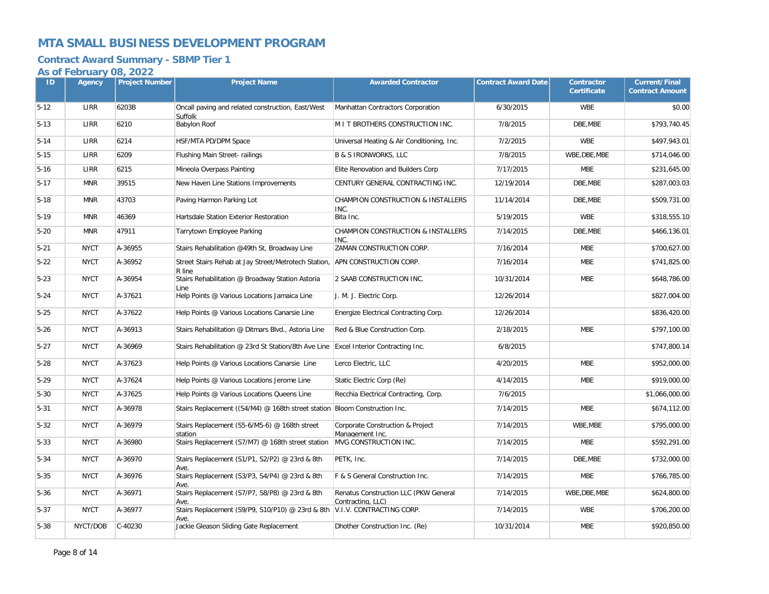# MTA SMALL BUSINESS DEVELOPMENT PROGRAM

## Contract Award Summary - SBMP Tier 1

### As of February 08, 2022

| ID | Agency | Project Number | Project Name | Awarded Contractor | Contract Award Date | Contractor Certificate | Current/Final Contract Amount |
|---|---|---|---|---|---|---|---|
| 5-12 | LIRR | 6203B | Oncall paving and related construction, East/West Suffolk | Manhattan Contractors Corporation | 6/30/2015 | WBE | $0.00 |
| 5-13 | LIRR | 6210 | Babylon Roof | M I T BROTHERS CONSTRUCTION INC. | 7/8/2015 | DBE,MBE | $793,740.45 |
| 5-14 | LIRR | 6214 | HSF/MTA PD/DPM Space | Universal Heating & Air Conditioning, Inc. | 7/2/2015 | WBE | $497,943.01 |
| 5-15 | LIRR | 6209 | Flushing Main Street- railings | B & S IRONWORKS, LLC | 7/8/2015 | WBE,DBE,MBE | $714,046.00 |
| 5-16 | LIRR | 6215 | Mineola Overpass Painting | Elite Renovation and Builders Corp | 7/17/2015 | MBE | $231,645.00 |
| 5-17 | MNR | 39515 | New Haven Line Stations Improvements | CENTURY GENERAL CONTRACTING INC. | 12/19/2014 | DBE,MBE | $287,003.03 |
| 5-18 | MNR | 43703 | Paving Harmon Parking Lot | CHAMPION CONSTRUCTION & INSTALLERS INC. | 11/14/2014 | DBE,MBE | $509,731.00 |
| 5-19 | MNR | 46369 | Hartsdale Station Exterior Restoration | Bita Inc. | 5/19/2015 | WBE | $318,555.10 |
| 5-20 | MNR | 47911 | Tarrytown Employee Parking | CHAMPION CONSTRUCTION & INSTALLERS INC. | 7/14/2015 | DBE,MBE | $466,136.01 |
| 5-21 | NYCT | A-36955 | Stairs Rehabilitation @49th St, Broadway Line | ZAMAN CONSTRUCTION CORP. | 7/16/2014 | MBE | $700,627.00 |
| 5-22 | NYCT | A-36952 | Street Stairs Rehab at Jay Street/Metrotech Station, R line | APN CONSTRUCTION CORP. | 7/16/2014 | MBE | $741,825.00 |
| 5-23 | NYCT | A-36954 | Stairs Rehabilitation @ Broadway Station Astoria Line | 2 SAAB CONSTRUCTION INC. | 10/31/2014 | MBE | $648,786.00 |
| 5-24 | NYCT | A-37621 | Help Points @ Various Locations Jamaica Line | J. M. J. Electric Corp. | 12/26/2014 | | $827,004.00 |
| 5-25 | NYCT | A-37622 | Help Points @ Various Locations Canarsie Line | Energize Electrical Contracting Corp. | 12/26/2014 | | $836,420.00 |
| 5-26 | NYCT | A-36913 | Stairs Rehabilitation @ Ditmars Blvd., Astoria Line | Red & Blue Construction Corp. | 2/18/2015 | MBE | $797,100.00 |
| 5-27 | NYCT | A-36969 | Stairs Rehabilitation @ 23rd St Station/8th Ave Line | Excel Interior Contracting Inc. | 6/8/2015 | | $747,800.14 |
| 5-28 | NYCT | A-37623 | Help Points @ Various Locations Canarsie Line | Lerco Electric, LLC | 4/20/2015 | MBE | $952,000.00 |
| 5-29 | NYCT | A-37624 | Help Points @ Various Locations Jerome Line | Static Electric Corp (Re) | 4/14/2015 | MBE | $919,000.00 |
| 5-30 | NYCT | A-37625 | Help Points @ Various Locations Queens Line | Recchia Electrical Contracting, Corp. | 7/6/2015 | | $1,066,000.00 |
| 5-31 | NYCT | A-36978 | Stairs Replacement ((S4/M4) @ 168th street station | Bloom Construction Inc. | 7/14/2015 | MBE | $674,112.00 |
| 5-32 | NYCT | A-36979 | Stairs Replacement (S5-6/M5-6) @ 168th street station | Corporate Construction & Project Management Inc. | 7/14/2015 | WBE,MBE | $795,000.00 |
| 5-33 | NYCT | A-36980 | Stairs Replacement (S7/M7) @ 168th street station | MVG CONSTRUCTION INC. | 7/14/2015 | MBE | $592,291.00 |
| 5-34 | NYCT | A-36970 | Stairs Replacement (S1/P1, S2/P2) @ 23rd & 8th Ave. | PETK, Inc. | 7/14/2015 | DBE,MBE | $732,000.00 |
| 5-35 | NYCT | A-36976 | Stairs Replacement (S3/P3, S4/P4) @ 23rd & 8th Ave. | F & S General Construction Inc. | 7/14/2015 | MBE | $766,785.00 |
| 5-36 | NYCT | A-36971 | Stairs Replacement (S7/P7, S8/P8) @ 23rd & 8th Ave. | Renatus Construction LLC (PKW General Contracting, LLC) | 7/14/2015 | WBE,DBE,MBE | $624,800.00 |
| 5-37 | NYCT | A-36977 | Stairs Replacement (S9/P9, S10/P10) @ 23rd & 8th Ave. | V.I.V. CONTRACTING CORP. | 7/14/2015 | WBE | $706,200.00 |
| 5-38 | NYCT/DOB | C-40230 | Jackie Gleason Sliding Gate Replacement | Dhother Construction Inc. (Re) | 10/31/2014 | MBE | $920,850.00 |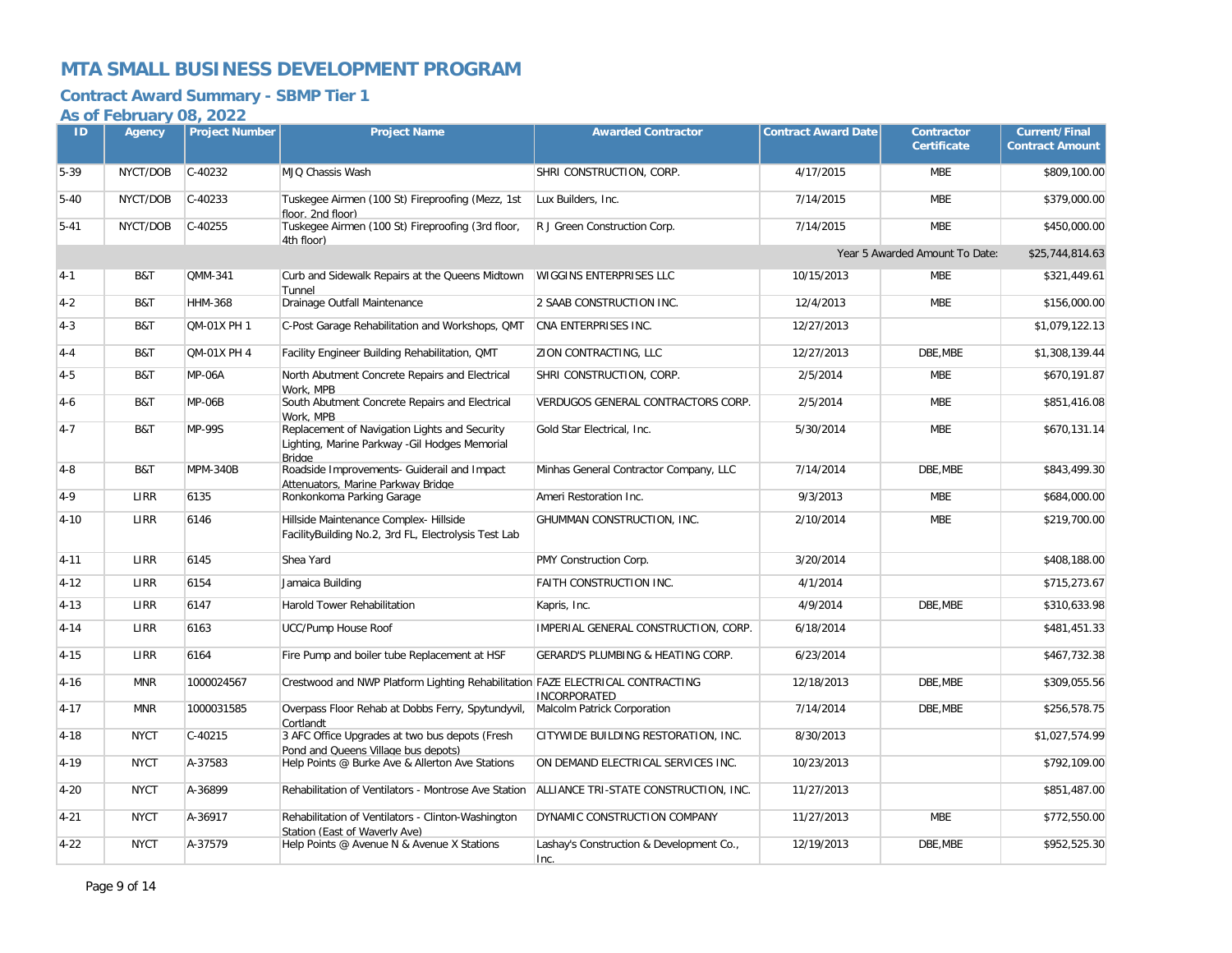# MTA SMALL BUSINESS DEVELOPMENT PROGRAM

## Contract Award Summary - SBMP Tier 1

### As of February 08, 2022

| ID | Agency | Project Number | Project Name | Awarded Contractor | Contract Award Date | Contractor Certificate | Current/Final Contract Amount |
|---|---|---|---|---|---|---|---|
| 5-39 | NYCT/DOB | C-40232 | MJQ Chassis Wash | SHRI CONSTRUCTION, CORP. | 4/17/2015 | MBE | $809,100.00 |
| 5-40 | NYCT/DOB | C-40233 | Tuskegee Airmen (100 St) Fireproofing (Mezz, 1st floor, 2nd floor) | Lux Builders, Inc. | 7/14/2015 | MBE | $379,000.00 |
| 5-41 | NYCT/DOB | C-40255 | Tuskegee Airmen (100 St) Fireproofing (3rd floor, 4th floor) | R J Green Construction Corp. | 7/14/2015 | MBE | $450,000.00 |
| | | | | | | Year 5 Awarded Amount To Date: | $25,744,814.63 |
| 4-1 | B&T | QMM-341 | Curb and Sidewalk Repairs at the Queens Midtown Tunnel | WIGGINS ENTERPRISES LLC | 10/15/2013 | MBE | $321,449.61 |
| 4-2 | B&T | HHM-368 | Drainage Outfall Maintenance | 2 SAAB CONSTRUCTION INC. | 12/4/2013 | MBE | $156,000.00 |
| 4-3 | B&T | QM-01X PH 1 | C-Post Garage Rehabilitation and Workshops, QMT | CNA ENTERPRISES INC. | 12/27/2013 | | $1,079,122.13 |
| 4-4 | B&T | QM-01X PH 4 | Facility Engineer Building Rehabilitation, QMT | ZION CONTRACTING, LLC | 12/27/2013 | DBE,MBE | $1,308,139.44 |
| 4-5 | B&T | MP-06A | North Abutment Concrete Repairs and Electrical Work, MPB | SHRI CONSTRUCTION, CORP. | 2/5/2014 | MBE | $670,191.87 |
| 4-6 | B&T | MP-06B | South Abutment Concrete Repairs and Electrical Work, MPB | VERDUGOS GENERAL CONTRACTORS CORP. | 2/5/2014 | MBE | $851,416.08 |
| 4-7 | B&T | MP-99S | Replacement of Navigation Lights and Security Lighting, Marine Parkway -Gil Hodges Memorial Bridge | Gold Star Electrical, Inc. | 5/30/2014 | MBE | $670,131.14 |
| 4-8 | B&T | MPM-340B | Roadside Improvements- Guiderail and Impact Attenuators, Marine Parkway Bridge | Minhas General Contractor Company, LLC | 7/14/2014 | DBE,MBE | $843,499.30 |
| 4-9 | LIRR | 6135 | Ronkonkoma Parking Garage | Ameri Restoration Inc. | 9/3/2013 | MBE | $684,000.00 |
| 4-10 | LIRR | 6146 | Hillside Maintenance Complex- Hillside FacilityBuilding No.2, 3rd FL, Electrolysis Test Lab | GHUMMAN CONSTRUCTION, INC. | 2/10/2014 | MBE | $219,700.00 |
| 4-11 | LIRR | 6145 | Shea Yard | PMY Construction Corp. | 3/20/2014 | | $408,188.00 |
| 4-12 | LIRR | 6154 | Jamaica Building | FAITH CONSTRUCTION INC. | 4/1/2014 | | $715,273.67 |
| 4-13 | LIRR | 6147 | Harold Tower Rehabilitation | Kapris, Inc. | 4/9/2014 | DBE,MBE | $310,633.98 |
| 4-14 | LIRR | 6163 | UCC/Pump House Roof | IMPERIAL GENERAL CONSTRUCTION, CORP. | 6/18/2014 | | $481,451.33 |
| 4-15 | LIRR | 6164 | Fire Pump and boiler tube Replacement at HSF | GERARD'S PLUMBING & HEATING CORP. | 6/23/2014 | | $467,732.38 |
| 4-16 | MNR | 1000024567 | Crestwood and NWP Platform Lighting Rehabilitation | FAZE ELECTRICAL CONTRACTING INCORPORATED | 12/18/2013 | DBE,MBE | $309,055.56 |
| 4-17 | MNR | 1000031585 | Overpass Floor Rehab at Dobbs Ferry, Spytundyvil, Cortlandt | Malcolm Patrick Corporation | 7/14/2014 | DBE,MBE | $256,578.75 |
| 4-18 | NYCT | C-40215 | 3 AFC Office Upgrades at two bus depots (Fresh Pond and Queens Village bus depots) | CITYWIDE BUILDING RESTORATION, INC. | 8/30/2013 | | $1,027,574.99 |
| 4-19 | NYCT | A-37583 | Help Points @ Burke Ave & Allerton Ave Stations | ON DEMAND ELECTRICAL SERVICES INC. | 10/23/2013 | | $792,109.00 |
| 4-20 | NYCT | A-36899 | Rehabilitation of Ventilators - Montrose Ave Station | ALLIANCE TRI-STATE CONSTRUCTION, INC. | 11/27/2013 | | $851,487.00 |
| 4-21 | NYCT | A-36917 | Rehabilitation of Ventilators - Clinton-Washington Station (East of Waverly Ave) | DYNAMIC CONSTRUCTION COMPANY | 11/27/2013 | MBE | $772,550.00 |
| 4-22 | NYCT | A-37579 | Help Points @ Avenue N & Avenue X Stations | Lashay's Construction & Development Co., Inc. | 12/19/2013 | DBE,MBE | $952,525.30 |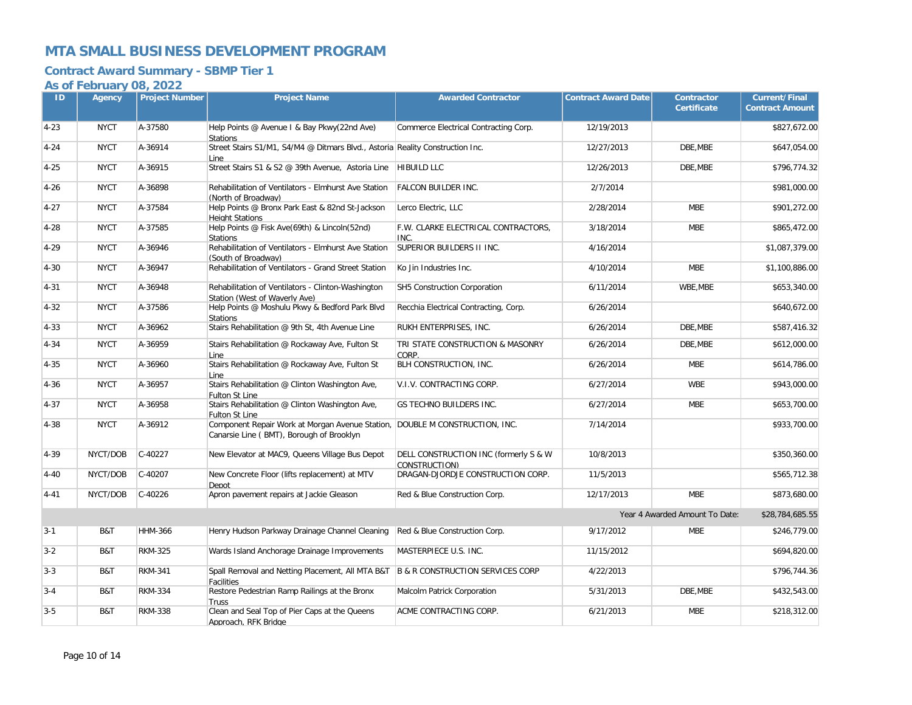# MTA SMALL BUSINESS DEVELOPMENT PROGRAM

## Contract Award Summary - SBMP Tier 1

### As of February 08, 2022

| ID | Agency | Project Number | Project Name | Awarded Contractor | Contract Award Date | Contractor Certificate | Current/Final Contract Amount |
|---|---|---|---|---|---|---|---|
| 4-23 | NYCT | A-37580 | Help Points @ Avenue I & Bay Pkwy(22nd Ave) Stations | Commerce Electrical Contracting Corp. | 12/19/2013 | | $827,672.00 |
| 4-24 | NYCT | A-36914 | Street Stairs S1/M1, S4/M4 @ Ditmars Blvd., Astoria Line | Reality Construction Inc. | 12/27/2013 | DBE,MBE | $647,054.00 |
| 4-25 | NYCT | A-36915 | Street Stairs S1 & S2 @ 39th Avenue, Astoria Line | HIBUILD LLC | 12/26/2013 | DBE,MBE | $796,774.32 |
| 4-26 | NYCT | A-36898 | Rehabilitation of Ventilators - Elmhurst Ave Station (North of Broadway) | FALCON BUILDER INC. | 2/7/2014 | | $981,000.00 |
| 4-27 | NYCT | A-37584 | Help Points @ Bronx Park East & 82nd St-Jackson Height Stations | Lerco Electric, LLC | 2/28/2014 | MBE | $901,272.00 |
| 4-28 | NYCT | A-37585 | Help Points @ Fisk Ave(69th) & Lincoln(52nd) Stations | F.W. CLARKE ELECTRICAL CONTRACTORS, INC. | 3/18/2014 | MBE | $865,472.00 |
| 4-29 | NYCT | A-36946 | Rehabilitation of Ventilators - Elmhurst Ave Station (South of Broadway) | SUPERIOR BUILDERS II INC. | 4/16/2014 | | $1,087,379.00 |
| 4-30 | NYCT | A-36947 | Rehabilitation of Ventilators - Grand Street Station | Ko Jin Industries Inc. | 4/10/2014 | MBE | $1,100,886.00 |
| 4-31 | NYCT | A-36948 | Rehabilitation of Ventilators - Clinton-Washington Station (West of Waverly Ave) | SH5 Construction Corporation | 6/11/2014 | WBE,MBE | $653,340.00 |
| 4-32 | NYCT | A-37586 | Help Points @ Moshulu Pkwy & Bedford Park Blvd Stations | Recchia Electrical Contracting, Corp. | 6/26/2014 | | $640,672.00 |
| 4-33 | NYCT | A-36962 | Stairs Rehabilitation @ 9th St, 4th Avenue Line | RUKH ENTERPRISES, INC. | 6/26/2014 | DBE,MBE | $587,416.32 |
| 4-34 | NYCT | A-36959 | Stairs Rehabilitation @ Rockaway Ave, Fulton St Line | TRI STATE CONSTRUCTION & MASONRY CORP. | 6/26/2014 | DBE,MBE | $612,000.00 |
| 4-35 | NYCT | A-36960 | Stairs Rehabilitation @ Rockaway Ave, Fulton St Line | BLH CONSTRUCTION, INC. | 6/26/2014 | MBE | $614,786.00 |
| 4-36 | NYCT | A-36957 | Stairs Rehabilitation @ Clinton Washington Ave, Fulton St Line | V.I.V. CONTRACTING CORP. | 6/27/2014 | WBE | $943,000.00 |
| 4-37 | NYCT | A-36958 | Stairs Rehabilitation @ Clinton Washington Ave, Fulton St Line | GS TECHNO BUILDERS INC. | 6/27/2014 | MBE | $653,700.00 |
| 4-38 | NYCT | A-36912 | Component Repair Work at Morgan Avenue Station, Canarsie Line ( BMT), Borough of Brooklyn | DOUBLE M CONSTRUCTION, INC. | 7/14/2014 | | $933,700.00 |
| 4-39 | NYCT/DOB | C-40227 | New Elevator at MAC9, Queens Village Bus Depot | DELL CONSTRUCTION INC (formerly S & W CONSTRUCTION) | 10/8/2013 | | $350,360.00 |
| 4-40 | NYCT/DOB | C-40207 | New Concrete Floor (lifts replacement) at MTV Depot | DRAGAN-DJORDJE CONSTRUCTION CORP. | 11/5/2013 | | $565,712.38 |
| 4-41 | NYCT/DOB | C-40226 | Apron pavement repairs at Jackie Gleason | Red & Blue Construction Corp. | 12/17/2013 | MBE | $873,680.00 |
| | | | | | | Year 4 Awarded Amount To Date: | $28,784,685.55 |
| 3-1 | B&T | HHM-366 | Henry Hudson Parkway Drainage Channel Cleaning | Red & Blue Construction Corp. | 9/17/2012 | MBE | $246,779.00 |
| 3-2 | B&T | RKM-325 | Wards Island Anchorage Drainage Improvements | MASTERPIECE U.S. INC. | 11/15/2012 | | $694,820.00 |
| 3-3 | B&T | RKM-341 | Spall Removal and Netting Placement, All MTA B&T Facilities | B & R CONSTRUCTION SERVICES CORP | 4/22/2013 | | $796,744.36 |
| 3-4 | B&T | RKM-334 | Restore Pedestrian Ramp Railings at the Bronx Truss | Malcolm Patrick Corporation | 5/31/2013 | DBE,MBE | $432,543.00 |
| 3-5 | B&T | RKM-338 | Clean and Seal Top of Pier Caps at the Queens Approach, RFK Bridge | ACME CONTRACTING CORP. | 6/21/2013 | MBE | $218,312.00 |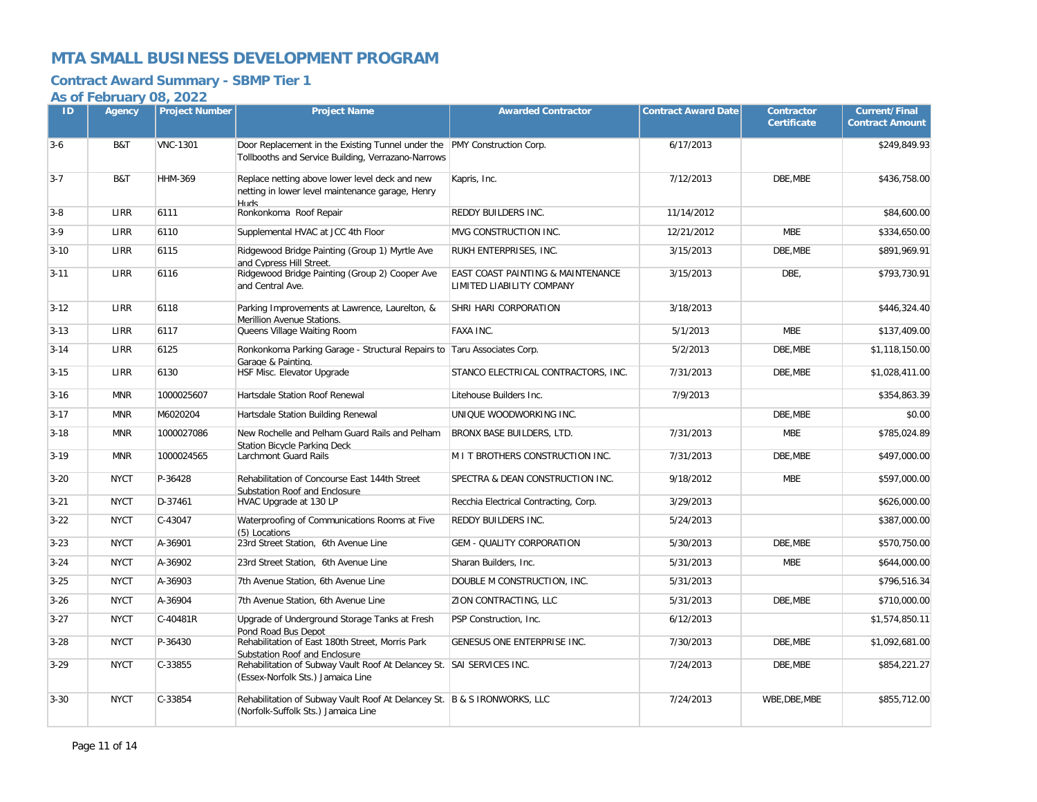# MTA SMALL BUSINESS DEVELOPMENT PROGRAM

## Contract Award Summary - SBMP Tier 1

### As of February 08, 2022

| ID | Agency | Project Number | Project Name | Awarded Contractor | Contract Award Date | Contractor Certificate | Current/Final Contract Amount |
|---|---|---|---|---|---|---|---|
| 3-6 | B&T | VNC-1301 | Door Replacement in the Existing Tunnel under the Tollbooths and Service Building, Verrazano-Narrows | PMY Construction Corp. | 6/17/2013 | | $249,849.93 |
| 3-7 | B&T | HHM-369 | Replace netting above lower level deck and new netting in lower level maintenance garage, Henry Huds | Kapris, Inc. | 7/12/2013 | DBE,MBE | $436,758.00 |
| 3-8 | LIRR | 6111 | Ronkonkoma Roof Repair | REDDY BUILDERS INC. | 11/14/2012 | | $84,600.00 |
| 3-9 | LIRR | 6110 | Supplemental HVAC at JCC 4th Floor | MVG CONSTRUCTION INC. | 12/21/2012 | MBE | $334,650.00 |
| 3-10 | LIRR | 6115 | Ridgewood Bridge Painting (Group 1) Myrtle Ave and Cypress Hill Street. | RUKH ENTERPRISES, INC. | 3/15/2013 | DBE,MBE | $891,969.91 |
| 3-11 | LIRR | 6116 | Ridgewood Bridge Painting (Group 2) Cooper Ave and Central Ave. | EAST COAST PAINTING & MAINTENANCE LIMITED LIABILITY COMPANY | 3/15/2013 | DBE, | $793,730.91 |
| 3-12 | LIRR | 6118 | Parking Improvements at Lawrence, Laurelton, & Merillion Avenue Stations. | SHRI HARI CORPORATION | 3/18/2013 | | $446,324.40 |
| 3-13 | LIRR | 6117 | Queens Village Waiting Room | FAXA INC. | 5/1/2013 | MBE | $137,409.00 |
| 3-14 | LIRR | 6125 | Ronkonkoma Parking Garage - Structural Repairs to Garage & Painting. | Taru Associates Corp. | 5/2/2013 | DBE,MBE | $1,118,150.00 |
| 3-15 | LIRR | 6130 | HSF Misc. Elevator Upgrade | STANCO ELECTRICAL CONTRACTORS, INC. | 7/31/2013 | DBE,MBE | $1,028,411.00 |
| 3-16 | MNR | 1000025607 | Hartsdale Station Roof Renewal | Litehouse Builders Inc. | 7/9/2013 | | $354,863.39 |
| 3-17 | MNR | M6020204 | Hartsdale Station Building Renewal | UNIQUE WOODWORKING INC. | | DBE,MBE | $0.00 |
| 3-18 | MNR | 1000027086 | New Rochelle and Pelham Guard Rails and Pelham Station Bicycle Parking Deck | BRONX BASE BUILDERS, LTD. | 7/31/2013 | MBE | $785,024.89 |
| 3-19 | MNR | 1000024565 | Larchmont Guard Rails | M I T BROTHERS CONSTRUCTION INC. | 7/31/2013 | DBE,MBE | $497,000.00 |
| 3-20 | NYCT | P-36428 | Rehabilitation of Concourse East 144th Street Substation Roof and Enclosure | SPECTRA & DEAN CONSTRUCTION INC. | 9/18/2012 | MBE | $597,000.00 |
| 3-21 | NYCT | D-37461 | HVAC Upgrade at 130 LP | Recchia Electrical Contracting, Corp. | 3/29/2013 | | $626,000.00 |
| 3-22 | NYCT | C-43047 | Waterproofing of Communications Rooms at Five (5) Locations | REDDY BUILDERS INC. | 5/24/2013 | | $387,000.00 |
| 3-23 | NYCT | A-36901 | 23rd Street Station, 6th Avenue Line | GEM - QUALITY CORPORATION | 5/30/2013 | DBE,MBE | $570,750.00 |
| 3-24 | NYCT | A-36902 | 23rd Street Station, 6th Avenue Line | Sharan Builders, Inc. | 5/31/2013 | MBE | $644,000.00 |
| 3-25 | NYCT | A-36903 | 7th Avenue Station, 6th Avenue Line | DOUBLE M CONSTRUCTION, INC. | 5/31/2013 | | $796,516.34 |
| 3-26 | NYCT | A-36904 | 7th Avenue Station, 6th Avenue Line | ZION CONTRACTING, LLC | 5/31/2013 | DBE,MBE | $710,000.00 |
| 3-27 | NYCT | C-40481R | Upgrade of Underground Storage Tanks at Fresh Pond Road Bus Depot | PSP Construction, Inc. | 6/12/2013 | | $1,574,850.11 |
| 3-28 | NYCT | P-36430 | Rehabilitation of East 180th Street, Morris Park Substation Roof and Enclosure | GENESUS ONE ENTERPRISE INC. | 7/30/2013 | DBE,MBE | $1,092,681.00 |
| 3-29 | NYCT | C-33855 | Rehabilitation of Subway Vault Roof At Delancey St. (Essex-Norfolk Sts.) Jamaica Line | SAI SERVICES INC. | 7/24/2013 | DBE,MBE | $854,221.27 |
| 3-30 | NYCT | C-33854 | Rehabilitation of Subway Vault Roof At Delancey St. (Norfolk-Suffolk Sts.) Jamaica Line | B & S IRONWORKS, LLC | 7/24/2013 | WBE,DBE,MBE | $855,712.00 |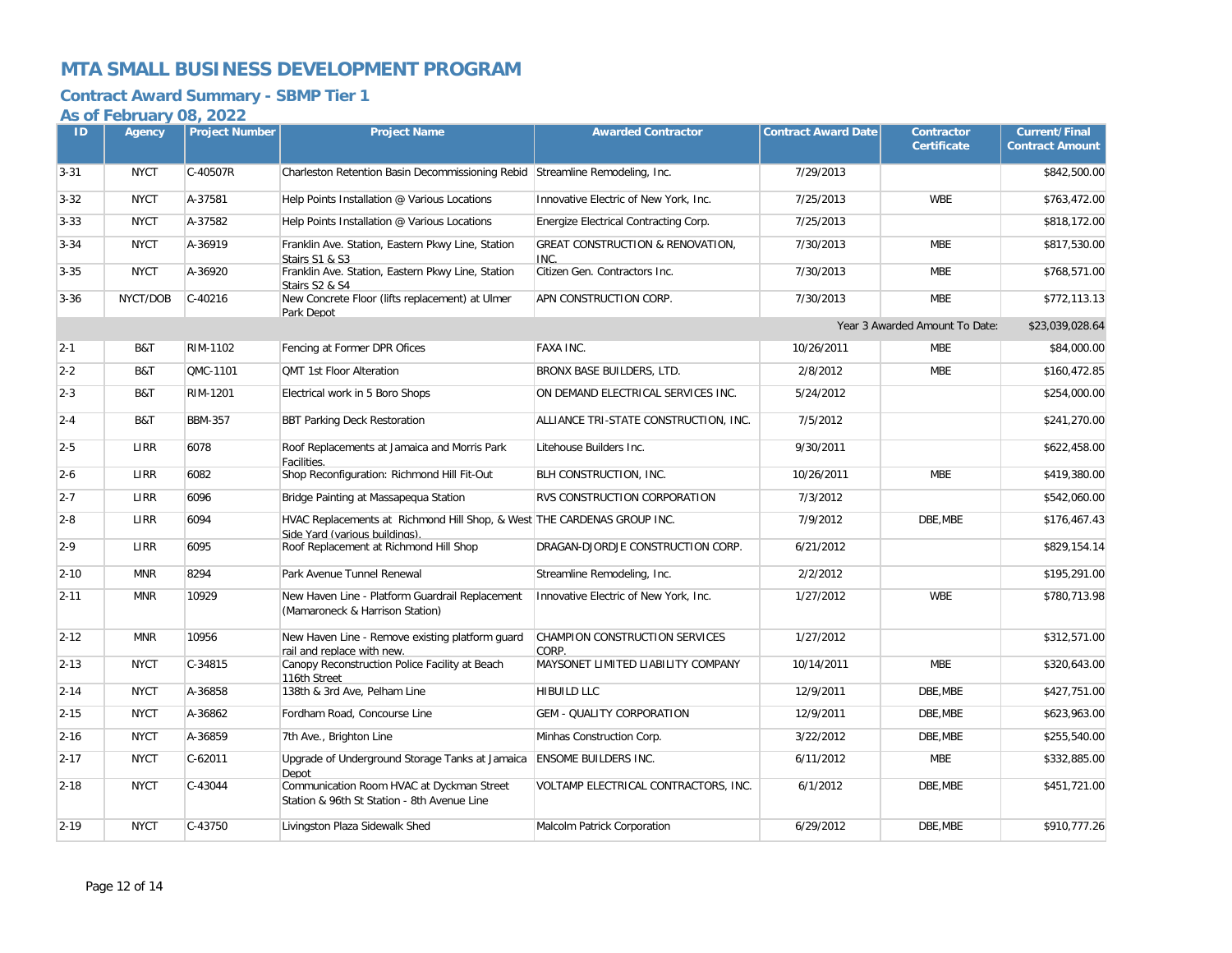# MTA SMALL BUSINESS DEVELOPMENT PROGRAM

## Contract Award Summary - SBMP Tier 1

### As of February 08, 2022

| ID | Agency | Project Number | Project Name | Awarded Contractor | Contract Award Date | Contractor Certificate | Current/Final Contract Amount |
|---|---|---|---|---|---|---|---|
| 3-31 | NYCT | C-40507R | Charleston Retention Basin Decommissioning Rebid | Streamline Remodeling, Inc. | 7/29/2013 | | $842,500.00 |
| 3-32 | NYCT | A-37581 | Help Points Installation @ Various Locations | Innovative Electric of New York, Inc. | 7/25/2013 | WBE | $763,472.00 |
| 3-33 | NYCT | A-37582 | Help Points Installation @ Various Locations | Energize Electrical Contracting Corp. | 7/25/2013 | | $818,172.00 |
| 3-34 | NYCT | A-36919 | Franklin Ave. Station, Eastern Pkwy Line, Station Stairs S1 & S3 | GREAT CONSTRUCTION & RENOVATION, INC. | 7/30/2013 | MBE | $817,530.00 |
| 3-35 | NYCT | A-36920 | Franklin Ave. Station, Eastern Pkwy Line, Station Stairs S2 & S4 | Citizen Gen. Contractors Inc. | 7/30/2013 | MBE | $768,571.00 |
| 3-36 | NYCT/DOB | C-40216 | New Concrete Floor (lifts replacement) at Ulmer Park Depot | APN CONSTRUCTION CORP. | 7/30/2013 | MBE | $772,113.13 |
| | | | | | | Year 3 Awarded Amount To Date: | $23,039,028.64 |
| 2-1 | B&T | RIM-1102 | Fencing at Former DPR Ofices | FAXA INC. | 10/26/2011 | MBE | $84,000.00 |
| 2-2 | B&T | QMC-1101 | QMT 1st Floor Alteration | BRONX BASE BUILDERS, LTD. | 2/8/2012 | MBE | $160,472.85 |
| 2-3 | B&T | RIM-1201 | Electrical work in 5 Boro Shops | ON DEMAND ELECTRICAL SERVICES INC. | 5/24/2012 | | $254,000.00 |
| 2-4 | B&T | BBM-357 | BBT Parking Deck Restoration | ALLIANCE TRI-STATE CONSTRUCTION, INC. | 7/5/2012 | | $241,270.00 |
| 2-5 | LIRR | 6078 | Roof Replacements at Jamaica and Morris Park Facilities. | Litehouse Builders Inc. | 9/30/2011 | | $622,458.00 |
| 2-6 | LIRR | 6082 | Shop Reconfiguration: Richmond Hill Fit-Out | BLH CONSTRUCTION, INC. | 10/26/2011 | MBE | $419,380.00 |
| 2-7 | LIRR | 6096 | Bridge Painting at Massapequa Station | RVS CONSTRUCTION CORPORATION | 7/3/2012 | | $542,060.00 |
| 2-8 | LIRR | 6094 | HVAC Replacements at Richmond Hill Shop, & West Side Yard (various buildings). | THE CARDENAS GROUP INC. | 7/9/2012 | DBE,MBE | $176,467.43 |
| 2-9 | LIRR | 6095 | Roof Replacement at Richmond Hill Shop | DRAGAN-DJORDJE CONSTRUCTION CORP. | 6/21/2012 | | $829,154.14 |
| 2-10 | MNR | 8294 | Park Avenue Tunnel Renewal | Streamline Remodeling, Inc. | 2/2/2012 | | $195,291.00 |
| 2-11 | MNR | 10929 | New Haven Line - Platform Guardrail Replacement (Mamaroneck & Harrison Station) | Innovative Electric of New York, Inc. | 1/27/2012 | WBE | $780,713.98 |
| 2-12 | MNR | 10956 | New Haven Line - Remove existing platform guard rail and replace with new. | CHAMPION CONSTRUCTION SERVICES CORP. | 1/27/2012 | | $312,571.00 |
| 2-13 | NYCT | C-34815 | Canopy Reconstruction Police Facility at Beach 116th Street | MAYSONET LIMITED LIABILITY COMPANY | 10/14/2011 | MBE | $320,643.00 |
| 2-14 | NYCT | A-36858 | 138th & 3rd Ave, Pelham Line | HIBUILD LLC | 12/9/2011 | DBE,MBE | $427,751.00 |
| 2-15 | NYCT | A-36862 | Fordham Road, Concourse Line | GEM - QUALITY CORPORATION | 12/9/2011 | DBE,MBE | $623,963.00 |
| 2-16 | NYCT | A-36859 | 7th Ave., Brighton Line | Minhas Construction Corp. | 3/22/2012 | DBE,MBE | $255,540.00 |
| 2-17 | NYCT | C-62011 | Upgrade of Underground Storage Tanks at Jamaica Depot | ENSOME BUILDERS INC. | 6/11/2012 | MBE | $332,885.00 |
| 2-18 | NYCT | C-43044 | Communication Room HVAC at Dyckman Street Station & 96th St Station - 8th Avenue Line | VOLTAMP ELECTRICAL CONTRACTORS, INC. | 6/1/2012 | DBE,MBE | $451,721.00 |
| 2-19 | NYCT | C-43750 | Livingston Plaza Sidewalk Shed | Malcolm Patrick Corporation | 6/29/2012 | DBE,MBE | $910,777.26 |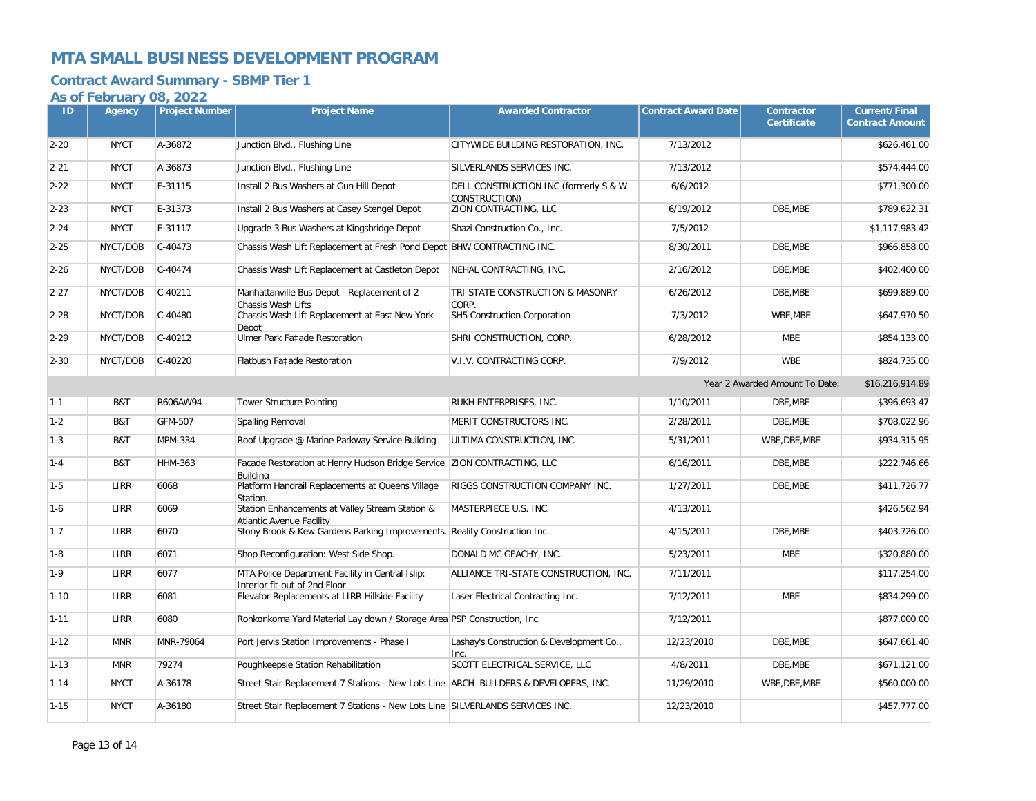# MTA SMALL BUSINESS DEVELOPMENT PROGRAM

## Contract Award Summary - SBMP Tier 1

### As of February 08, 2022

| ID | Agency | Project Number | Project Name | Awarded Contractor | Contract Award Date | Contractor Certificate | Current/Final Contract Amount |
|---|---|---|---|---|---|---|---|
| 2-20 | NYCT | A-36872 | Junction Blvd., Flushing Line | CITYWIDE BUILDING RESTORATION, INC. | 7/13/2012 | | $626,461.00 |
| 2-21 | NYCT | A-36873 | Junction Blvd., Flushing Line | SILVERLANDS SERVICES INC. | 7/13/2012 | | $574,444.00 |
| 2-22 | NYCT | E-31115 | Install 2 Bus Washers at Gun Hill Depot | DELL CONSTRUCTION INC (formerly S & W CONSTRUCTION) | 6/6/2012 | | $771,300.00 |
| 2-23 | NYCT | E-31373 | Install 2 Bus Washers at Casey Stengel Depot | ZION CONTRACTING, LLC | 6/19/2012 | DBE,MBE | $789,622.31 |
| 2-24 | NYCT | E-31117 | Upgrade 3 Bus Washers at Kingsbridge Depot | Shazi Construction Co., Inc. | 7/5/2012 | | $1,117,983.42 |
| 2-25 | NYCT/DOB | C-40473 | Chassis Wash Lift Replacement at Fresh Pond Depot | BHW CONTRACTING INC. | 8/30/2011 | DBE,MBE | $966,858.00 |
| 2-26 | NYCT/DOB | C-40474 | Chassis Wash Lift Replacement at Castleton Depot | NEHAL CONTRACTING, INC. | 2/16/2012 | DBE,MBE | $402,400.00 |
| 2-27 | NYCT/DOB | C-40211 | Manhattanville Bus Depot - Replacement of 2 Chassis Wash Lifts | TRI STATE CONSTRUCTION & MASONRY CORP. | 6/26/2012 | DBE,MBE | $699,889.00 |
| 2-28 | NYCT/DOB | C-40480 | Chassis Wash Lift Replacement at East New York Depot | SH5 Construction Corporation | 7/3/2012 | WBE,MBE | $647,970.50 |
| 2-29 | NYCT/DOB | C-40212 | Ulmer Park Fa‡ade Restoration | SHRI CONSTRUCTION, CORP. | 6/28/2012 | MBE | $854,133.00 |
| 2-30 | NYCT/DOB | C-40220 | Flatbush Fa‡ade Restoration | V.I.V. CONTRACTING CORP. | 7/9/2012 | WBE | $824,735.00 |
| | | | | | | Year 2 Awarded Amount To Date: | $16,216,914.89 |
| 1-1 | B&T | R606AW94 | Tower Structure Pointing | RUKH ENTERPRISES, INC. | 1/10/2011 | DBE,MBE | $396,693.47 |
| 1-2 | B&T | GFM-507 | Spalling Removal | MERIT CONSTRUCTORS INC. | 2/28/2011 | DBE,MBE | $708,022.96 |
| 1-3 | B&T | MPM-334 | Roof Upgrade @ Marine Parkway Service Building | ULTIMA CONSTRUCTION, INC. | 5/31/2011 | WBE,DBE,MBE | $934,315.95 |
| 1-4 | B&T | HHM-363 | Facade Restoration at Henry Hudson Bridge Service Building | ZION CONTRACTING, LLC | 6/16/2011 | DBE,MBE | $222,746.66 |
| 1-5 | LIRR | 6068 | Platform Handrail Replacements at Queens Village Station. | RIGGS CONSTRUCTION COMPANY INC. | 1/27/2011 | DBE,MBE | $411,726.77 |
| 1-6 | LIRR | 6069 | Station Enhancements at Valley Stream Station & Atlantic Avenue Facility | MASTERPIECE U.S. INC. | 4/13/2011 | | $426,562.94 |
| 1-7 | LIRR | 6070 | Stony Brook & Kew Gardens Parking Improvements. | Reality Construction Inc. | 4/15/2011 | DBE,MBE | $403,726.00 |
| 1-8 | LIRR | 6071 | Shop Reconfiguration: West Side Shop. | DONALD MC GEACHY, INC. | 5/23/2011 | MBE | $320,880.00 |
| 1-9 | LIRR | 6077 | MTA Police Department Facility in Central Islip: Interior fit-out of 2nd Floor. | ALLIANCE TRI-STATE CONSTRUCTION, INC. | 7/11/2011 | | $117,254.00 |
| 1-10 | LIRR | 6081 | Elevator Replacements at LIRR Hillside Facility | Laser Electrical Contracting Inc. | 7/12/2011 | MBE | $834,299.00 |
| 1-11 | LIRR | 6080 | Ronkonkoma Yard Material Lay down / Storage Area | PSP Construction, Inc. | 7/12/2011 | | $877,000.00 |
| 1-12 | MNR | MNR-79064 | Port Jervis Station Improvements - Phase I | Lashay's Construction & Development Co., Inc. | 12/23/2010 | DBE,MBE | $647,661.40 |
| 1-13 | MNR | 79274 | Poughkeepsie Station Rehabilitation | SCOTT ELECTRICAL SERVICE, LLC | 4/8/2011 | DBE,MBE | $671,121.00 |
| 1-14 | NYCT | A-36178 | Street Stair Replacement 7 Stations - New Lots Line | ARCH BUILDERS & DEVELOPERS, INC. | 11/29/2010 | WBE,DBE,MBE | $560,000.00 |
| 1-15 | NYCT | A-36180 | Street Stair Replacement 7 Stations - New Lots Line | SILVERLANDS SERVICES INC. | 12/23/2010 | | $457,777.00 |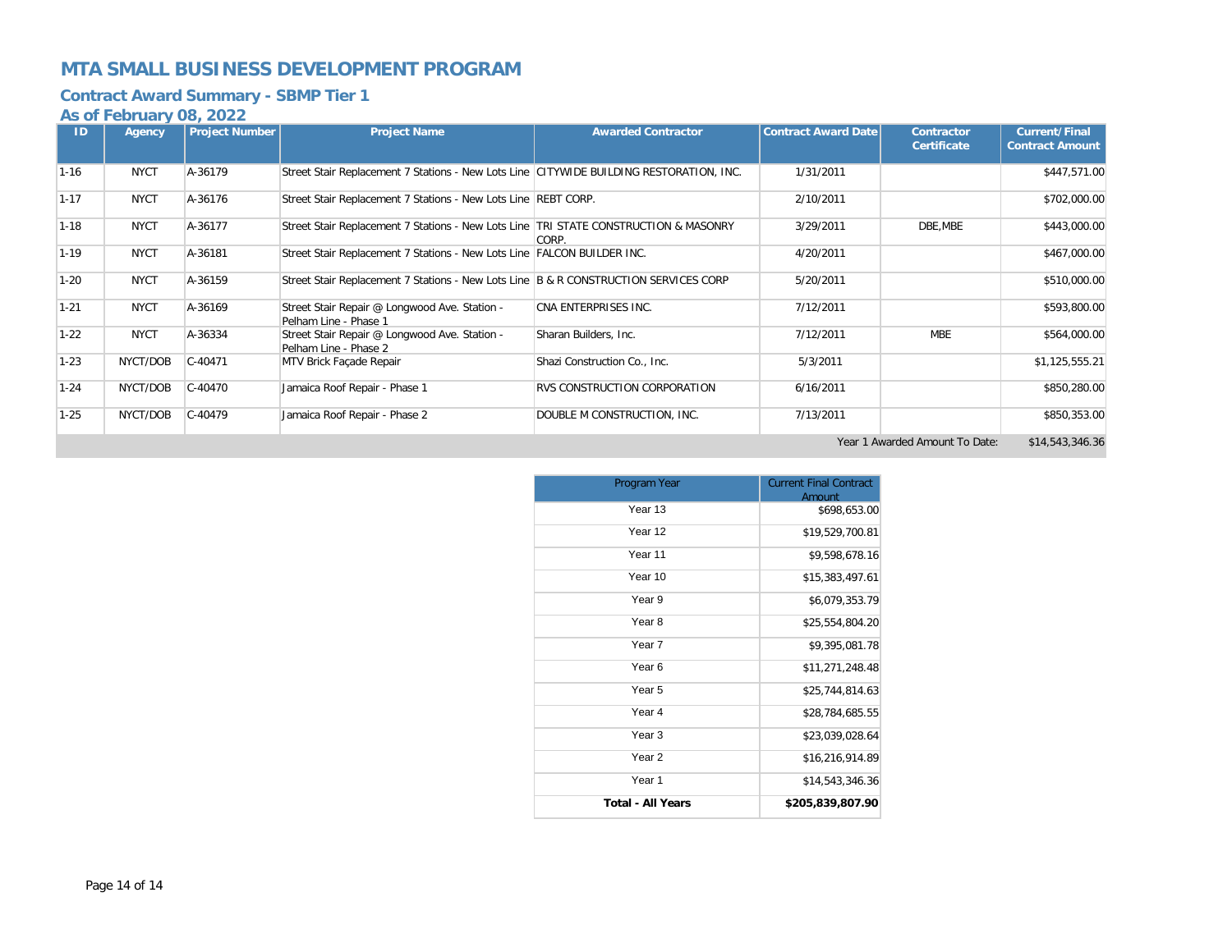# MTA SMALL BUSINESS DEVELOPMENT PROGRAM

## Contract Award Summary - SBMP Tier 1

### As of February 08, 2022

| ID | Agency | Project Number | Project Name | Awarded Contractor | Contract Award Date | Contractor Certificate | Current/Final Contract Amount |
|---|---|---|---|---|---|---|---|
| 1-16 | NYCT | A-36179 | Street Stair Replacement 7 Stations - New Lots Line | CITYWIDE BUILDING RESTORATION, INC. | 1/31/2011 | | $447,571.00 |
| 1-17 | NYCT | A-36176 | Street Stair Replacement 7 Stations - New Lots Line | REBT CORP. | 2/10/2011 | | $702,000.00 |
| 1-18 | NYCT | A-36177 | Street Stair Replacement 7 Stations - New Lots Line | TRI STATE CONSTRUCTION & MASONRY CORP. | 3/29/2011 | DBE,MBE | $443,000.00 |
| 1-19 | NYCT | A-36181 | Street Stair Replacement 7 Stations - New Lots Line | FALCON BUILDER INC. | 4/20/2011 | | $467,000.00 |
| 1-20 | NYCT | A-36159 | Street Stair Replacement 7 Stations - New Lots Line | B & R CONSTRUCTION SERVICES CORP | 5/20/2011 | | $510,000.00 |
| 1-21 | NYCT | A-36169 | Street Stair Repair @ Longwood Ave. Station - Pelham Line - Phase 1 | CNA ENTERPRISES INC. | 7/12/2011 | | $593,800.00 |
| 1-22 | NYCT | A-36334 | Street Stair Repair @ Longwood Ave. Station - Pelham Line - Phase 2 | Sharan Builders, Inc. | 7/12/2011 | MBE | $564,000.00 |
| 1-23 | NYCT/DOB | C-40471 | MTV Brick Façade Repair | Shazi Construction Co., Inc. | 5/3/2011 | | $1,125,555.21 |
| 1-24 | NYCT/DOB | C-40470 | Jamaica Roof Repair - Phase 1 | RVS CONSTRUCTION CORPORATION | 6/16/2011 | | $850,280.00 |
| 1-25 | NYCT/DOB | C-40479 | Jamaica Roof Repair - Phase 2 | DOUBLE M CONSTRUCTION, INC. | 7/13/2011 | | $850,353.00 |
| | | | | | | Year 1 Awarded Amount To Date: | $14,543,346.36 |

| Program Year | Current Final Contract Amount |
|---|---|
| Year 13 | $698,653.00 |
| Year 12 | $19,529,700.81 |
| Year 11 | $9,598,678.16 |
| Year 10 | $15,383,497.61 |
| Year 9 | $6,079,353.79 |
| Year 8 | $25,554,804.20 |
| Year 7 | $9,395,081.78 |
| Year 6 | $11,271,248.48 |
| Year 5 | $25,744,814.63 |
| Year 4 | $28,784,685.55 |
| Year 3 | $23,039,028.64 |
| Year 2 | $16,216,914.89 |
| Year 1 | $14,543,346.36 |
| **Total - All Years** | **$205,839,807.90** |